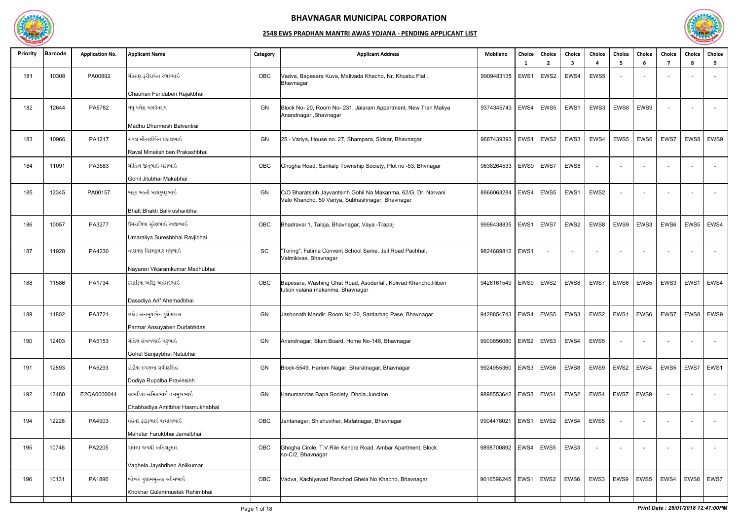# BHAVNAGAR MUNICIPAL CORPORATION

## 2548 EWS PRADHAN MANTRI AWAS YOJANA - PENDING APPLICANT LIST

| Priority | Barcode | Application No. | Applicant Name | Category | Applicant Address | Mobileno | Choice 1 | Choice 2 | Choice 3 | Choice 4 | Choice 5 | Choice 6 | Choice 7 | Choice 8 | Choice 9 |
|---|---|---|---|---|---|---|---|---|---|---|---|---|---|---|---|
| 181 | 10308 | PA00892 | ચૌહાણ ફરીદાબેન રજાકભાઇ<br>Chauhan Faridaben Rajakbhai | OBC | Vadva, Bapesara Kuva, Malivada Khacho, Nr. Khusbu Flat , Bhavnagar | 9909483135 | EWS1 | EWS2 | EWS4 | EWS5 | - | - | - | - | - |
| 182 | 12644 | PA5782 | મધુ ધર્મેશ બળવંતરાય<br>Madhu Dharmesh Balvantrai | GN | Block No- 20, Room No- 231, Jalaram Appartment, New Tran Maliya Anandnagar ,Bhavnagar | 9374345743 | EWS4 | EWS5 | EWS1 | EWS3 | EWS8 | EWS9 | - | - | - |
| 183 | 10966 | PA1217 | રાવલ મીનાક્ષીબેન પ્રકાશભાઇ<br>Raval Minakshiben Prakashbhai | GN | 25 - Variya, House no. 27, Shampara, Sidsar, Bhavnagar | 9687439393 | EWS1 | EWS2 | EWS3 | EWS4 | EWS5 | EWS6 | EWS7 | EWS8 | EWS9 |
| 184 | 11091 | PA3583 | ગોહિલ જીતુભાઇ મકાભાઇ<br>Gohil Jitubhai Makabhai | OBC | Ghogha Road, Sankalp Township Society, Plot no -53, Bhvnagar | 9638264533 | EWS9 | EWS7 | EWS8 | - | - | - | - | - | - |
| 185 | 12345 | PA00157 | ભટ્ટ ભક્તી બાલકૃષ્ણભાઇ<br>Bhatt Bhakti Balkrushanbhai | GN | C/O Bharatsinh Jayvantsinh Gohil Na Makanma, 62/G, Dr. Narvani Valo Khancho, 50 Variya, Subhashnagar, Bhavnagar | 8866063284 | EWS4 | EWS5 | EWS1 | EWS2 | - | - | - | - | - |
| 186 | 10057 | PA3277 | ઉમરાળિયા સુરેશભાઇ રવજીભાઇ<br>Umaraliya Sureshbhai Ravjibhai | OBC | Bhadraval 1, Talaja, Bhavnagar, Vaya -Trapaj | 9998438835 | EWS1 | EWS7 | EWS2 | EWS8 | EWS9 | EWS3 | EWS6 | EWS5 | EWS4 |
| 187 | 11928 | PA4230 | નારાયણ વિક્રમકુમાર મધુભાઇ<br>Nayaran Vikaramkumar Madhubhai | SC | "Toring", Fatima Convent School Same, Jail Road Pachhal, Valmikivas, Bhavnagar | 9824689812 | EWS1 | - | - | - | - | - | - | - | - |
| 188 | 11586 | PA1734 | દસાડિયા આરિફ અહેમદભાઇ<br>Dasadiya Arif Ahemadbhai | OBC | Bapesara, Washing Ghat Road, Asodarfali, Kolivad Khancho,liliben tution valana makanma, Bhavnagar | 9426161549 | EWS9 | EWS2 | EWS8 | EWS7 | EWS6 | EWS5 | EWS3 | EWS1 | EWS4 |
| 189 | 11802 | PA3721 | રાઠોડ અનસુયાબેન દુર્લભદાસ<br>Parmar Ansuyaben Durlabhdas | GN | Jashonath Mandir, Room No-20, Sardarbag Pase, Bhavnagar | 9428854743 | EWS4 | EWS5 | EWS3 | EWS2 | EWS1 | EWS6 | EWS7 | EWS8 | EWS9 |
| 190 | 12403 | PA5153 | ગોહેલ સંજયભાઇ નટુભાઇ<br>Gohel Sanjaybhai Natubhai | GN | Anandnagar, Slum Board, Home No-148, Bhavnagar | 9909656080 | EWS2 | EWS3 | EWS4 | EWS5 | - | - | - | - | - |
| 191 | 12893 | PA5293 | ડોડીયા રુપલબા પ્રવીણસિંહ<br>Dodiya Rupalba Pravinsinh | GN | Block-5549, Hariom Nagar, Bharatnagar, Bhavnagar | 9924955360 | EWS3 | EWS6 | EWS8 | EWS9 | EWS2 | EWS4 | EWS5 | EWS7 | EWS1 |
| 192 | 12480 | E2OA0000044 | ચાભડિયા અમિતભાઇ હસમુખભાઇ<br>Chabhadiya Amitbhai Hasmukhabhai | GN | Hanumandas Bapa Society, Dhola Junction | 9898553642 | EWS3 | EWS1 | EWS2 | EWS4 | EWS7 | EWS9 | - | - | - |
| 194 | 12228 | PA4903 | મહેતર ફારુકભાઇ જમાલભાઇ<br>Mahetar Farukbhai Jamalbhai | OBC | Jantanagar, Shishuvihar, Mafatnagar, Bhavnagar | 9904478021 | EWS1 | EWS2 | EWS4 | EWS5 | - | - | - | - | - |
| 195 | 10746 | PA2205 | વાઘેલા જયશ્રી અનિલકુમાર<br>Vaghela Jayshriben Anilkumar | OBC | Ghogha Circle, T.V.Rile Kendra Road, Ambar Apartment, Block no-C/2, Bhavnagar | 9898700892 | EWS4 | EWS5 | EWS3 | - | - | - | - | - | - |
| 196 | 10131 | PA1896 | ખોખર ગુલામમુસ્તક રહીમભાઇ<br>Khokhar Gulammustak Rahimbhai | OBC | Vadva, Kachiyavad Ranchod Ghela No Khacho, Bhavnagar | 9016596245 | EWS1 | EWS2 | EWS6 | EWS3 | EWS9 | EWS5 | EWS4 | EWS8 | EWS7 |

*Print Date : 25/01/2018 12:47:00PM*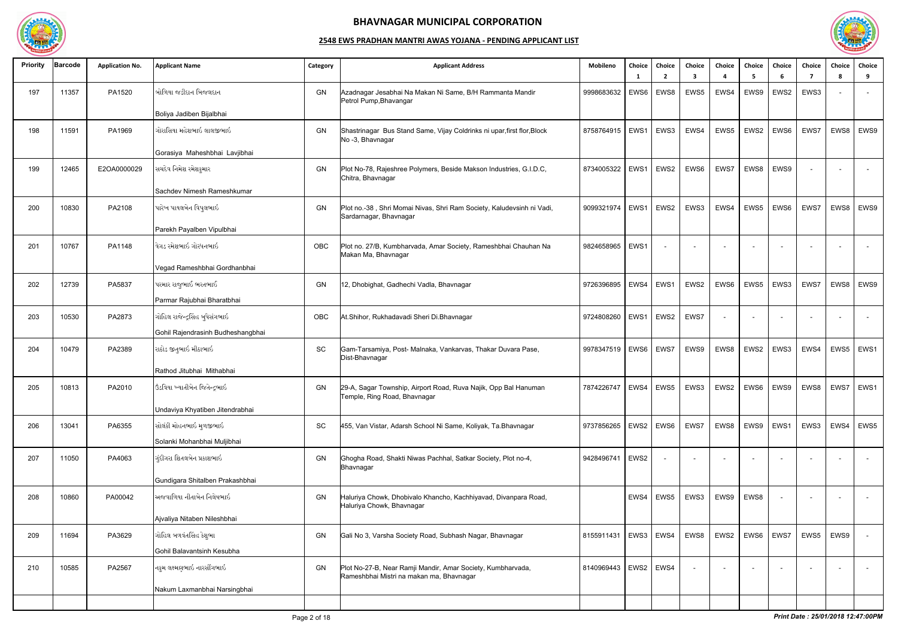# BHAVNAGAR MUNICIPAL CORPORATION

## 2548 EWS PRADHAN MANTRI AWAS YOJANA - PENDING APPLICANT LIST

| Priority | Barcode | Application No. | Applicant Name | Category | Applicant Address | Mobileno | Choice 1 | Choice 2 | Choice 3 | Choice 4 | Choice 5 | Choice 6 | Choice 7 | Choice 8 | Choice 9 |
|---|---|---|---|---|---|---|---|---|---|---|---|---|---|---|---|
| 197 | 11357 | PA1520 | બોળિયા જડીદાન બિજલદાન<br>Boliya Jadiben Bijalbhai | GN | Azadnagar Jesabhai Na Makan Ni Same, B/H Rammanta Mandir Petrol Pump,Bhavangar | 9998683632 | EWS6 | EWS8 | EWS5 | EWS4 | EWS9 | EWS2 | EWS3 | - | - |
| 198 | 11591 | PA1969 | ગોરાસિયા મહેશભાઇ લાલજીભાઇ<br>Gorasiya Maheshbhai Lavjibhai | GN | Shastrinagar Bus Stand Same, Vijay Coldrinks ni upar,first flor,Block No -3, Bhavnagar | 8758764915 | EWS1 | EWS3 | EWS4 | EWS5 | EWS2 | EWS6 | EWS7 | EWS8 | EWS9 |
| 199 | 12465 | E2OA0000029 | સચદેવ નિમેશ રમેશકુમાર<br>Sachdev Nimesh Rameshkumar | GN | Plot No-78, Rajeshree Polymers, Beside Makson Industries, G.I.D.C, Chitra, Bhavnagar | 8734005322 | EWS1 | EWS2 | EWS6 | EWS7 | EWS8 | EWS9 | - | - | - |
| 200 | 10830 | PA2108 | પારેખ પાયલબેન વિપુલભાઇ<br>Parekh Payalben Vipulbhai | GN | Plot no.-38 , Shri Momai Nivas, Shri Ram Society, Kaludevsinh ni Vadi, Sardarnagar, Bhavnagar | 9099321974 | EWS1 | EWS2 | EWS3 | EWS4 | EWS5 | EWS6 | EWS7 | EWS8 | EWS9 |
| 201 | 10767 | PA1148 | વેગડ રમેશભાઇ ગોરધનભાઇ<br>Vegad Rameshbhai Gordhanbhai | OBC | Plot no. 27/B, Kumbharvada, Amar Society, Rameshbhai Chauhan Na Makan Ma, Bhavnagar | 9824658965 | EWS1 | - | - | - | - | - | - | - | - |
| 202 | 12739 | PA5837 | પરમાર રાજુભાઇ ભરતભાઇ<br>Parmar Rajubhai Bharatbhai | GN | 12, Dhobighat, Gadhechi Vadla, Bhavnagar | 9726396895 | EWS4 | EWS1 | EWS2 | EWS6 | EWS5 | EWS3 | EWS7 | EWS8 | EWS9 |
| 203 | 10530 | PA2873 | ગોહિલ રાજેન્દ્રસિંહ બુધેસંગભાઇ<br>Gohil Rajendrasinh Budheshangbhai | OBC | At.Shihor, Rukhadavadi Sheri Di.Bhavnagar | 9724808260 | EWS1 | EWS2 | EWS7 | - | - | - | - | - | - |
| 204 | 10479 | PA2389 | રાઠોડ જીતુભાઇ મીઠાભાઇ<br>Rathod Jitubhai Mithabhai | SC | Gam-Tarsamiya, Post- Malnaka, Vankarvas, Thakar Duvara Pase, Dist-Bhavnagar | 9978347519 | EWS6 | EWS7 | EWS9 | EWS8 | EWS2 | EWS3 | EWS4 | EWS5 | EWS1 |
| 205 | 10813 | PA2010 | ઉંદવિયા ખ્યાતીબેન જિતેન્દ્રભાઇ<br>Undaviya Khyatiben Jitendrabhai | GN | 29-A, Sagar Township, Airport Road, Ruva Najik, Opp Bal Hanuman Temple, Ring Road, Bhavnagar | 7874226747 | EWS4 | EWS5 | EWS3 | EWS2 | EWS6 | EWS9 | EWS8 | EWS7 | EWS1 |
| 206 | 13041 | PA6355 | સોલંકી મોહનભાઇ મુળજીભાઇ<br>Solanki Mohanbhai Muljibhai | SC | 455, Van Vistar, Adarsh School Ni Same, Koliyak, Ta.Bhavnagar | 9737856265 | EWS2 | EWS6 | EWS7 | EWS8 | EWS9 | EWS1 | EWS3 | EWS4 | EWS5 |
| 207 | 11050 | PA4063 | ગુંદીગરા શિતલબેન પ્રકાશભાઇ<br>Gundigara Shitalben Prakashbhai | GN | Ghogha Road, Shakti Niwas Pachhal, Satkar Society, Plot no-4, Bhavnagar | 9428496741 | EWS2 | - | - | - | - | - | - | - | - |
| 208 | 10860 | PA00042 | અજવાળિયા નીતાબેન નિલેષભાઇ<br>Ajvaliya Nitaben Nileshbhai | GN | Haluriya Chowk, Dhobivalo Khancho, Kachhiyavad, Divanpara Road, Haluriya Chowk, Bhavnagar | | EWS4 | EWS5 | EWS3 | EWS9 | EWS8 | - | - | - | - |
| 209 | 11694 | PA3629 | ગોહિલ બળવંતસિંહ કેશુભા<br>Gohil Balavantsinh Kesubha | GN | Gali No 3, Varsha Society Road, Subhash Nagar, Bhavnagar | 8155911431 | EWS3 | EWS4 | EWS8 | EWS2 | EWS6 | EWS7 | EWS5 | EWS9 | - |
| 210 | 10585 | PA2567 | નકુમ લક્ષ્મણભાઇ નારસિંગભાઇ<br>Nakum Laxmanbhai Narsingbhai | GN | Plot No-27-B, Near Ramji Mandir, Amar Society, Kumbharvada, Rameshbhai Mistri na makan ma, Bhavnagar | 8140969443 | EWS2 | EWS4 | - | - | - | - | - | - | - |

*Print Date : 25/01/2018 12:47:00PM*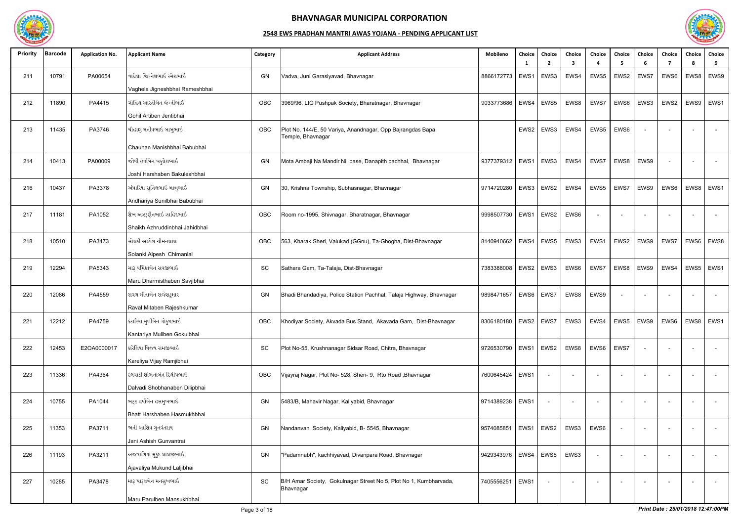# BHAVNAGAR MUNICIPAL CORPORATION

## 2548 EWS PRADHAN MANTRI AWAS YOJANA - PENDING APPLICANT LIST

| Priority | Barcode | Application No. | Applicant Name | Category | Applicant Address | Mobileno | Choice 1 | Choice 2 | Choice 3 | Choice 4 | Choice 5 | Choice 6 | Choice 7 | Choice 8 | Choice 9 |
|---|---|---|---|---|---|---|---|---|---|---|---|---|---|---|---|
| 211 | 10791 | PA00654 | વાઘેલા જિગ્નેશભાઈ રમેશભાઈ<br>Vaghela Jigneshbhai Rameshbhai | GN | Vadva, Juni Garasiyavad, Bhavnagar | 8866172773 | EWS1 | EWS3 | EWS4 | EWS5 | EWS2 | EWS7 | EWS6 | EWS8 | EWS9 |
| 212 | 11890 | PA4415 | ગોહિલ આરતીબેન જેન્તીભાઈ<br>Gohil Artiben Jentibhai | OBC | 3969/96, LIG Pushpak Society, Bharatnagar, Bhavnagar | 9033773686 | EWS4 | EWS5 | EWS8 | EWS7 | EWS6 | EWS3 | EWS2 | EWS9 | EWS1 |
| 213 | 11435 | PA3746 | ચૌહાણ મનીષભાઈ બાબુભાઈ<br>Chauhan Manishbhai Babubhai | OBC | Plot No. 144/E, 50 Variya, Anandnagar, Opp Bajrangdas Bapa Temple, Bhavnagar | | EWS2 | EWS3 | EWS4 | EWS5 | EWS6 | - | - | - | - |
| 214 | 10413 | PA00009 | જોષી હર્ષાબેન બકુલેશભાઈ<br>Joshi Harshaben Bakuleshbhai | GN | Mota Ambaji Na Mandir Ni pase, Danapith pachhal, Bhavnagar | 9377379312 | EWS1 | EWS3 | EWS4 | EWS7 | EWS8 | EWS9 | - | - | - |
| 216 | 10437 | PA3378 | અંધારિયા સુનિલભાઈ બાબુભાઈ<br>Andhariya Sunilbhai Babubhai | GN | 30, Krishna Township, Subhasnagar, Bhavnagar | 9714720280 | EWS3 | EWS2 | EWS4 | EWS5 | EWS7 | EWS9 | EWS6 | EWS8 | EWS1 |
| 217 | 11181 | PA1052 | શેખ અઝરૂદ્દીનભાઈ ઝાહિદભાઈ<br>Shaikh Azhruddinbhai Jahidbhai | OBC | Room no-1995, Shivnagar, Bharatnagar, Bhavnagar | 9998507730 | EWS1 | EWS2 | EWS6 | - | - | - | - | - | - |
| 218 | 10510 | PA3473 | સોલંકી અલ્પેશ ચીમનલાલ<br>Solanki Alpesh Chimanlal | OBC | 563, Kharak Sheri, Valukad (GGnu), Ta-Ghogha, Dist-Bhavnagar | 8140940662 | EWS4 | EWS5 | EWS3 | EWS1 | EWS2 | EWS9 | EWS7 | EWS6 | EWS8 |
| 219 | 12294 | PA5343 | મારૂ ધર્મિષ્ઠાબેન સવજીભાઈ<br>Maru Dharmisthaben Savjibhai | SC | Sathara Gam, Ta-Talaja, Dist-Bhavnagar | 7383388008 | EWS2 | EWS3 | EWS6 | EWS7 | EWS8 | EWS9 | EWS4 | EWS5 | EWS1 |
| 220 | 12086 | PA4559 | રાવળ મીતાબેન રાજેશકુમાર<br>Raval Mitaben Rajeshkumar | GN | Bhadi Bhandadiya, Police Station Pachhal, Talaja Highway, Bhavnagar | 9898471657 | EWS6 | EWS7 | EWS8 | EWS9 | - | - | - | - | - |
| 221 | 12212 | PA4759 | કંટારિયા મુળીબેન ગોકુળભાઈ<br>Kantariya Muliben Gokulbhai | OBC | Khodiyar Society, Akvada Bus Stand, Akavada Gam, Dist-Bhavnagar | 8306180180 | EWS2 | EWS7 | EWS3 | EWS4 | EWS5 | EWS9 | EWS6 | EWS8 | EWS1 |
| 222 | 12453 | E2OA0000017 | કારેલિયા વિજય રામજીભાઈ<br>Kareliya Vijay Ramjibhai | SC | Plot No-55, Krushnanagar Sidsar Road, Chitra, Bhavnagar | 9726530790 | EWS1 | EWS2 | EWS8 | EWS6 | EWS7 | - | - | - | - |
| 223 | 11336 | PA4364 | દલવાડી શોભનાબેન દિલીપભાઈ<br>Dalvadi Shobhanaben Dilipbhai | OBC | Vijayraj Nagar, Plot No- 528, Sheri- 9, Rto Road ,Bhavnagar | 7600645424 | EWS1 | - | - | - | - | - | - | - | - |
| 224 | 10755 | PA1044 | ભટ્ટ હર્ષાબેન હસમુખભાઈ<br>Bhatt Harshaben Hasmukhbhai | GN | 5483/B, Mahavir Nagar, Kaliyabid, Bhavnagar | 9714389238 | EWS1 | - | - | - | - | - | - | - | - |
| 225 | 11353 | PA3711 | જાની આશિષ ગુનવંતરાય<br>Jani Ashish Gunvantrai | GN | Nandanvan Society, Kaliyabid, B- 5545, Bhavnagar | 9574085851 | EWS1 | EWS2 | EWS3 | EWS6 | - | - | - | - | - |
| 226 | 11193 | PA3211 | અજવાળિયા મુકુંદ લાલજીભાઈ<br>Ajavaliya Mukund Laljibhai | GN | "Padamnabh", kachhiyavad, Divanpara Road, Bhavnagar | 9429343976 | EWS4 | EWS5 | EWS3 | - | - | - | - | - | - |
| 227 | 10285 | PA3478 | મારૂ પારૂલબેન મનસુખભાઈ<br>Maru Parulben Mansukhbhai | SC | B/H Amar Society, Gokulnagar Street No 5, Plot No 1, Kumbharvada, Bhavnagar | 7405556251 | EWS1 | - | - | - | - | - | - | - | - |

*Print Date : 25/01/2018 12:47:00PM*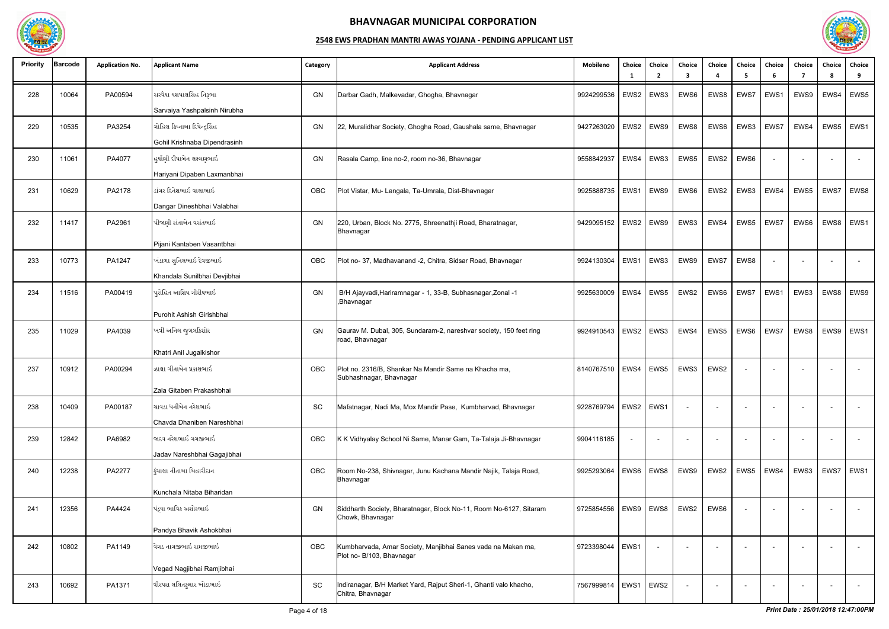# BHAVNAGAR MUNICIPAL CORPORATION

## 2548 EWS PRADHAN MANTRI AWAS YOJANA - PENDING APPLICANT LIST

| Priority | Barcode | Application No. | Applicant Name | Category | Applicant Address | Mobileno | Choice 1 | Choice 2 | Choice 3 | Choice 4 | Choice 5 | Choice 6 | Choice 7 | Choice 8 | Choice 9 |
|---|---|---|---|---|---|---|---|---|---|---|---|---|---|---|---|
| 228 | 10064 | PA00594 | સરવૈયા યશપાલસિંહ નિરુભા<br>Sarvaiya Yashpalsinh Nirubha | GN | Darbar Gadh, Malkevadar, Ghogha, Bhavnagar | 9924299536 | EWS2 | EWS3 | EWS6 | EWS8 | EWS7 | EWS1 | EWS9 | EWS4 | EWS5 |
| 229 | 10535 | PA3254 | ગોહિલ ક્રિષ્નાબા દિપેન્દ્રસિંહ<br>Gohil Krishnaba Dipendrasinh | GN | 22, Muralidhar Society, Ghogha Road, Gaushala same, Bhavnagar | 9427263020 | EWS2 | EWS9 | EWS8 | EWS6 | EWS3 | EWS7 | EWS4 | EWS5 | EWS1 |
| 230 | 11061 | PA4077 | હરીયાણી દીપાબેન લક્ષ્મણભાઈ<br>Hariyani Dipaben Laxmanbhai | GN | Rasala Camp, line no-2, room no-36, Bhavnagar | 9558842937 | EWS4 | EWS3 | EWS5 | EWS2 | EWS6 | - | - | - | - |
| 231 | 10629 | PA2178 | ડાંગર દિનેશભાઈ વાલાભાઈ<br>Dangar Dineshbhai Valabhai | OBC | Plot Vistar, Mu- Langala, Ta-Umrala, Dist-Bhavnagar | 9925888735 | EWS1 | EWS9 | EWS6 | EWS2 | EWS3 | EWS4 | EWS5 | EWS7 | EWS8 |
| 232 | 11417 | PA2961 | પીજાણી કાંતાબેન વસંતભાઈ<br>Pijani Kantaben Vasantbhai | GN | 220, Urban, Block No. 2775, Shreenathji Road, Bharatnagar, Bhavnagar | 9429095152 | EWS2 | EWS9 | EWS3 | EWS4 | EWS5 | EWS7 | EWS6 | EWS8 | EWS1 |
| 233 | 10773 | PA1247 | ખંડાળા સુનિલભાઈ દેવજીભાઈ<br>Khandala Sunilbhai Devjibhai | OBC | Plot no- 37, Madhavanand -2, Chitra, Sidsar Road, Bhavnagar | 9924130304 | EWS1 | EWS3 | EWS9 | EWS7 | EWS8 | - | - | - | - |
| 234 | 11516 | PA00419 | પુરોહિત આશિષ ગીરીષભાઈ<br>Purohit Ashish Girishbhai | GN | B/H Ajayvadi,Hariramnagar - 1, 33-B, Subhasnagar,Zonal -1 ,Bhavnagar | 9925630009 | EWS4 | EWS5 | EWS2 | EWS6 | EWS7 | EWS1 | EWS3 | EWS8 | EWS9 |
| 235 | 11029 | PA4039 | ખત્રી અનિલ જુગલકિશોર<br>Khatri Anil Jugalkishor | GN | Gaurav M. Dubal, 305, Sundaram-2, nareshvar society, 150 feet ring road, Bhavnagar | 9924910543 | EWS2 | EWS3 | EWS4 | EWS5 | EWS6 | EWS7 | EWS8 | EWS9 | EWS1 |
| 237 | 10912 | PA00294 | ઝાલા ગીતાબેન પ્રકાશભાઈ<br>Zala Gitaben Prakashbhai | OBC | Plot no. 2316/B, Shankar Na Mandir Same na Khacha ma, Subhashnagar, Bhavnagar | 8140767510 | EWS4 | EWS5 | EWS3 | EWS2 | - | - | - | - | - |
| 238 | 10409 | PA00187 | ચાવડા ધનીબેન નરેશભાઈ<br>Chavda Dhaniben Nareshbhai | SC | Mafatnagar, Nadi Ma, Mox Mandir Pase, Kumbharvad, Bhavnagar | 9228769794 | EWS2 | EWS1 | - | - | - | - | - | - | - |
| 239 | 12842 | PA6982 | જાદવ નરેશભાઈ ગગજીભાઈ<br>Jadav Nareshbhai Gagajibhai | OBC | K K Vidhyalay School Ni Same, Manar Gam, Ta-Talaja Ji-Bhavnagar | 9904116185 | - | - | - | - | - | - | - | - | - |
| 240 | 12238 | PA2277 | કુંચાલા નીતાબા બિહારીદાન<br>Kunchala Nitaba Biharidan | OBC | Room No-238, Shivnagar, Junu Kachana Mandir Najik, Talaja Road, Bhavnagar | 9925293064 | EWS6 | EWS8 | EWS9 | EWS2 | EWS5 | EWS4 | EWS3 | EWS7 | EWS1 |
| 241 | 12356 | PA4424 | પંડ્યા ભાવિક અશોકભાઈ<br>Pandya Bhavik Ashokbhai | GN | Siddharth Society, Bharatnagar, Block No-11, Room No-6127, Sitaram Chowk, Bhavnagar | 9725854556 | EWS9 | EWS8 | EWS2 | EWS6 | - | - | - | - | - |
| 242 | 10802 | PA1149 | વેગડ નાગજીભાઈ રામજીભાઈ<br>Vegad Nagjibhai Ramjibhai | OBC | Kumbharvada, Amar Society, Manjibhai Sanes vada na Makan ma, Plot no- B/103, Bhavnagar | 9723398044 | EWS1 | - | - | - | - | - | - | - | - |
| 243 | 10692 | PA1371 | વીરપરા લલિતકુમાર ખોડાભાઈ | SC | Indiranagar, B/H Market Yard, Rajput Sheri-1, Ghanti valo khacho, Chitra, Bhavnagar | 7567999814 | EWS1 | EWS2 | - | - | - | - | - | - | - |

*Print Date : 25/01/2018 12:47:00PM*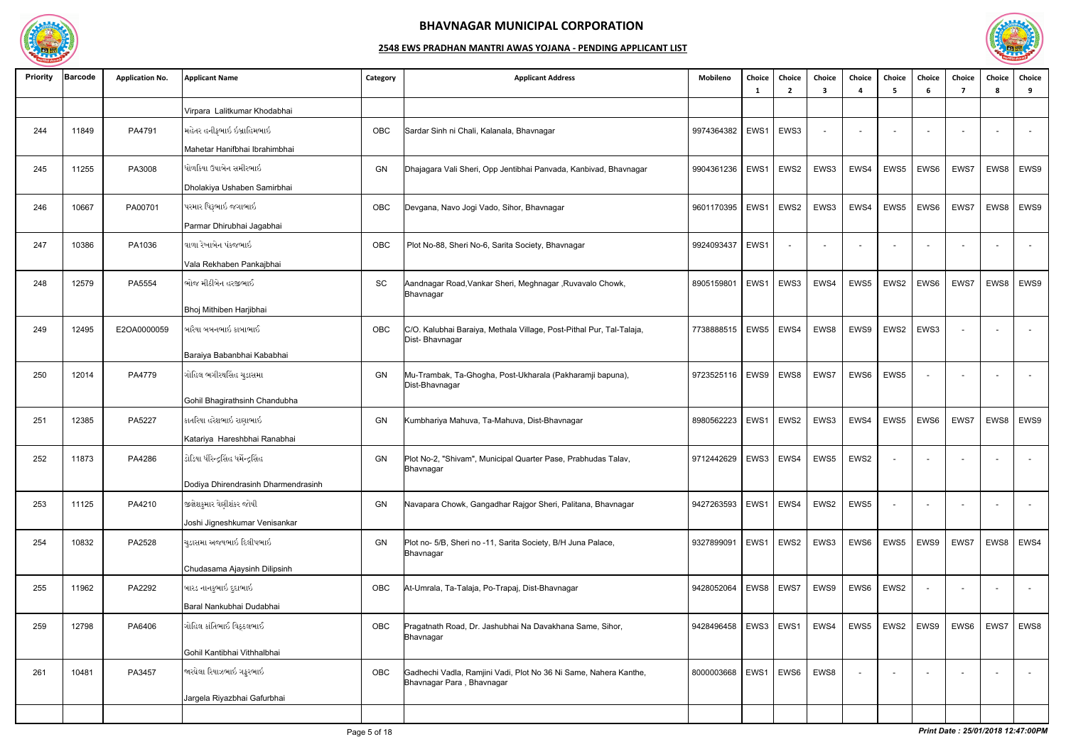# BHAVNAGAR MUNICIPAL CORPORATION

## 2548 EWS PRADHAN MANTRI AWAS YOJANA - PENDING APPLICANT LIST

| Priority | Barcode | Application No. | Applicant Name | Category | Applicant Address | Mobileno | Choice 1 | Choice 2 | Choice 3 | Choice 4 | Choice 5 | Choice 6 | Choice 7 | Choice 8 | Choice 9 |
|---|---|---|---|---|---|---|---|---|---|---|---|---|---|---|---|
| | | | Virpara Lalitkumar Khodabhai | | | | | | | | | | | | |
| 244 | 11849 | PA4791 | મહેતર હનીફભાઈ ઇબ્રાહિમભાઈ<br>Mahetar Hanifbhai Ibrahimbhai | OBC | Sardar Sinh ni Chali, Kalanala, Bhavnagar | 9974364382 | EWS1 | EWS3 | - | - | - | - | - | - | - |
| 245 | 11255 | PA3008 | ધોળકિયા ઉષાબેન સમીરભાઈ<br>Dholakiya Ushaben Samirbhai | GN | Dhajagara Vali Sheri, Opp Jentibhai Panvada, Kanbivad, Bhavnagar | 9904361236 | EWS1 | EWS2 | EWS3 | EWS4 | EWS5 | EWS6 | EWS7 | EWS8 | EWS9 |
| 246 | 10667 | PA00701 | પરમાર ધિરુભાઈ જગાભાઈ<br>Parmar Dhirubhai Jagabhai | OBC | Devgana, Navo Jogi Vado, Sihor, Bhavnagar | 9601170395 | EWS1 | EWS2 | EWS3 | EWS4 | EWS5 | EWS6 | EWS7 | EWS8 | EWS9 |
| 247 | 10386 | PA1036 | વાળા રેખાબેન પંકજભાઈ<br>Vala Rekhaben Pankajbhai | OBC | Plot No-88, Sheri No-6, Sarita Society, Bhavnagar | 9924093437 | EWS1 | - | - | - | - | - | - | - | - |
| 248 | 12579 | PA5554 | ભોજ મીઠીબેન હરજીભાઈ<br>Bhoj Mithiben Harjibhai | SC | Aandnagar Road,Vankar Sheri, Meghnagar ,Ruvavalo Chowk, Bhavnagar | 8905159801 | EWS1 | EWS3 | EWS4 | EWS5 | EWS2 | EWS6 | EWS7 | EWS8 | EWS9 |
| 249 | 12495 | E2OA0000059 | બારૈયા બબનભાઈ કાબાભાઈ<br>Baraiya Babanbhai Kababhai | OBC | C/O. Kalubhai Baraiya, Methala Village, Post-Pithal Pur, Tal-Talaja, Dist- Bhavnagar | 7738888515 | EWS5 | EWS4 | EWS8 | EWS9 | EWS2 | EWS3 | - | - | - |
| 250 | 12014 | PA4779 | ગોહિલ ભગીરથસિંહ ચુડાસમા<br>Gohil Bhagirathsinh Chandubha | GN | Mu-Trambak, Ta-Ghogha, Post-Ukharala (Pakharamji bapuna), Dist-Bhavnagar | 9723525116 | EWS9 | EWS8 | EWS7 | EWS6 | EWS5 | - | - | - | - |
| 251 | 12385 | PA5227 | કાતરિયા હરેશભાઈ રાણાભાઈ<br>Katariya Hareshbhai Ranabhai | GN | Kumbhariya Mahuva, Ta-Mahuva, Dist-Bhavnagar | 8980562223 | EWS1 | EWS2 | EWS3 | EWS4 | EWS5 | EWS6 | EWS7 | EWS8 | EWS9 |
| 252 | 11873 | PA4286 | ડોડિયા ધીરેન્દ્રસિંહ ધર્મેન્દ્રસિંહ<br>Dodiya Dhirendrasinh Dharmendrasinh | GN | Plot No-2, "Shivam", Municipal Quarter Pase, Prabhudas Talav, Bhavnagar | 9712442629 | EWS3 | EWS4 | EWS5 | EWS2 | - | - | - | - | - |
| 253 | 11125 | PA4210 | જીજ્ઞેશકુમાર વેણીશંકર જોષી<br>Joshi Jigneshkumar Venisankar | GN | Navapara Chowk, Gangadhar Rajgor Sheri, Palitana, Bhavnagar | 9427263593 | EWS1 | EWS4 | EWS2 | EWS5 | - | - | - | - | - |
| 254 | 10832 | PA2528 | ચુડાસમા અજયભાઈ દિલીપભાઈ<br>Chudasama Ajaysinh Dilipsinh | GN | Plot no- 5/B, Sheri no -11, Sarita Society, B/H Juna Palace, Bhavnagar | 9327899091 | EWS1 | EWS2 | EWS3 | EWS6 | EWS5 | EWS9 | EWS7 | EWS8 | EWS4 |
| 255 | 11962 | PA2292 | બારડ નાનકુભાઈ દુદાભાઈ<br>Baral Nankubhai Dudabhai | OBC | At-Umrala, Ta-Talaja, Po-Trapaj, Dist-Bhavnagar | 9428052064 | EWS8 | EWS7 | EWS9 | EWS6 | EWS2 | - | - | - | - |
| 259 | 12798 | PA6406 | ગોહિલ કાંતિભાઈ વિઠ્ઠલભાઈ<br>Gohil Kantibhai Vithhalbhai | OBC | Pragatnath Road, Dr. Jashubhai Na Davakhana Same, Sihor, Bhavnagar | 9428496458 | EWS3 | EWS1 | EWS4 | EWS5 | EWS2 | EWS9 | EWS6 | EWS7 | EWS8 |
| 261 | 10481 | PA3457 | જારગેલા રિયાઝભાઈ ગફુરભાઈ<br>Jargela Riyazbhai Gafurbhai | OBC | Gadhechi Vadla, Ramjini Vadi, Plot No 36 Ni Same, Nahera Kanthe, Bhavnagar Para , Bhavnagar | 8000003668 | EWS1 | EWS6 | EWS8 | - | - | - | - | - | - |

*Print Date : 25/01/2018 12:47:00PM*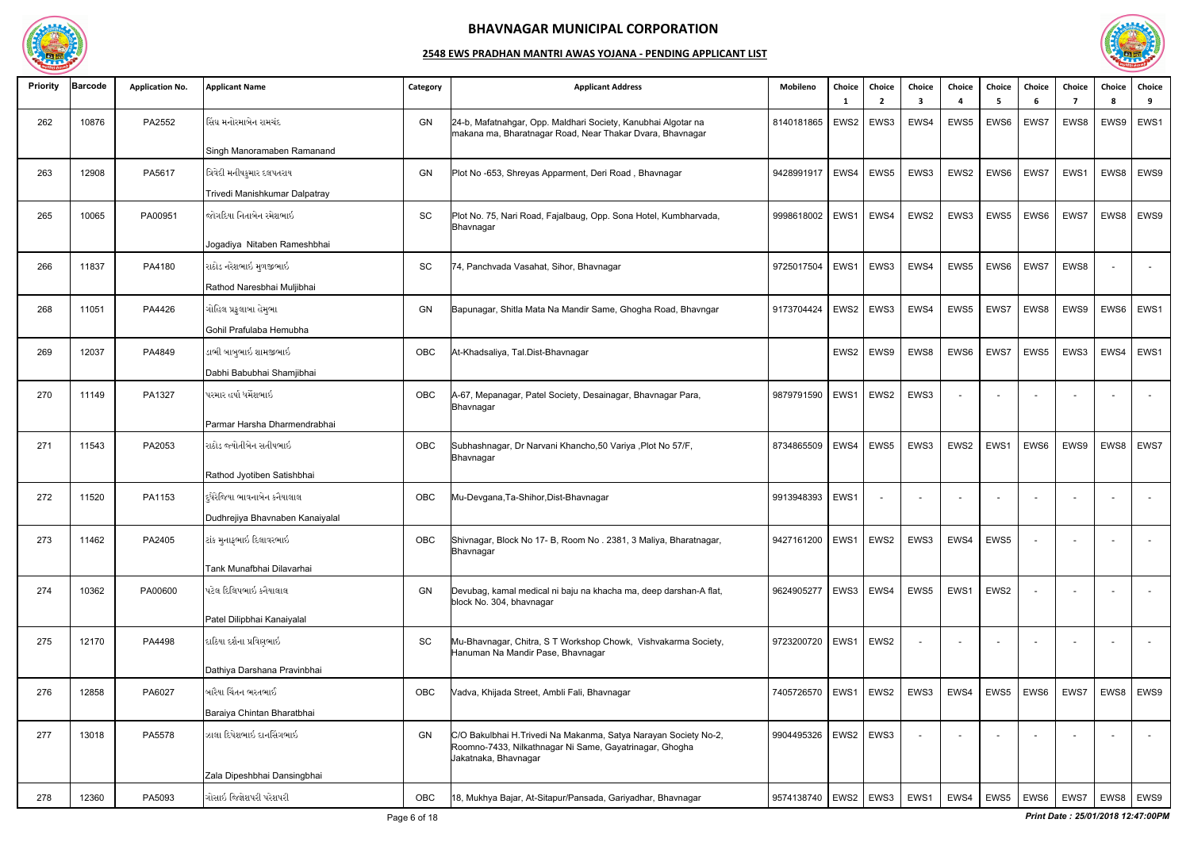# BHAVNAGAR MUNICIPAL CORPORATION

## 2548 EWS PRADHAN MANTRI AWAS YOJANA - PENDING APPLICANT LIST

| Priority | Barcode | Application No. | Applicant Name | Category | Applicant Address | Mobileno | Choice 1 | Choice 2 | Choice 3 | Choice 4 | Choice 5 | Choice 6 | Choice 7 | Choice 8 | Choice 9 |
|---|---|---|---|---|---|---|---|---|---|---|---|---|---|---|---|
| 262 | 10876 | PA2552 | સિંઘ મનોરમાબેન રામનંદ Singh Manoramaben Ramanand | GN | 24-b, Mafatnahgar, Opp. Maldhari Society, Kanubhai Algotar na makana ma, Bharatnagar Road, Near Thakar Dvara, Bhavnagar | 8140181865 | EWS2 | EWS3 | EWS4 | EWS5 | EWS6 | EWS7 | EWS8 | EWS9 | EWS1 |
| 263 | 12908 | PA5617 | ત્રિવેદી મનીષકુમાર દલપતરાય Trivedi Manishkumar Dalpatray | GN | Plot No -653, Shreyas Apparment, Deri Road , Bhavnagar | 9428991917 | EWS4 | EWS5 | EWS3 | EWS2 | EWS6 | EWS7 | EWS1 | EWS8 | EWS9 |
| 265 | 10065 | PA00951 | જોગડિયા નિતાબેન રમેશભાઇ Jogadiya Nitaben Rameshbhai | SC | Plot No. 75, Nari Road, Fajalbaug, Opp. Sona Hotel, Kumbharvada, Bhavnagar | 9998618002 | EWS1 | EWS4 | EWS2 | EWS3 | EWS5 | EWS6 | EWS7 | EWS8 | EWS9 |
| 266 | 11837 | PA4180 | રાઠોડ નરેશભાઇ મુળજીભાઇ Rathod Naresbhai Muljibhai | SC | 74, Panchvada Vasahat, Sihor, Bhavnagar | 9725017504 | EWS1 | EWS3 | EWS4 | EWS5 | EWS6 | EWS7 | EWS8 | - | - |
| 268 | 11051 | PA4426 | ગોહિલ પ્રફુલાબા હેમુભા Gohil Prafulaba Hemubha | GN | Bapunagar, Shitla Mata Na Mandir Same, Ghogha Road, Bhavngar | 9173704424 | EWS2 | EWS3 | EWS4 | EWS5 | EWS7 | EWS8 | EWS9 | EWS6 | EWS1 |
| 269 | 12037 | PA4849 | ડાભી બાબુભાઇ શામજીભાઇ Dabhi Babubhai Shamjibhai | OBC | At-Khadsaliya, Tal.Dist-Bhavnagar | | EWS2 | EWS9 | EWS8 | EWS6 | EWS7 | EWS5 | EWS3 | EWS4 | EWS1 |
| 270 | 11149 | PA1327 | પરમાર હર્ષા ધર્મેન્દ્રભાઇ Parmar Harsha Dharmendrabhai | OBC | A-67, Mepanagar, Patel Society, Desainagar, Bhavnagar Para, Bhavnagar | 9879791590 | EWS1 | EWS2 | EWS3 | - | - | - | - | - | - |
| 271 | 11543 | PA2053 | રાઠોડ જ્યોતીબેન સતીષભાઇ Rathod Jyotiben Satishbhai | OBC | Subhashnagar, Dr Narvani Khancho,50 Variya ,Plot No 57/F, Bhavnagar | 8734865509 | EWS4 | EWS5 | EWS3 | EWS2 | EWS1 | EWS6 | EWS9 | EWS8 | EWS7 |
| 272 | 11520 | PA1153 | દુધરેજિયા ભાવનાબેન કનૈયાલાલ Dudhrejiya Bhavnaben Kanaiyalal | OBC | Mu-Devgana,Ta-Shihor,Dist-Bhavnagar | 9913948393 | EWS1 | - | - | - | - | - | - | - | - |
| 273 | 11462 | PA2405 | ટાંક મુનાફભાઇ દિલાવરભાઇ Tank Munafbhai Dilavarhai | OBC | Shivnagar, Block No 17- B, Room No . 2381, 3 Maliya, Bharatnagar, Bhavnagar | 9427161200 | EWS1 | EWS2 | EWS3 | EWS4 | EWS5 | - | - | - | - |
| 274 | 10362 | PA00600 | પટેલ દિલિપભાઇ કનૈયાલાલ Patel Dilipbhai Kanaiyalal | GN | Devubag, kamal medical ni baju na khacha ma, deep darshan-A flat, block No. 304, bhavnagar | 9624905277 | EWS3 | EWS4 | EWS5 | EWS1 | EWS2 | - | - | - | - |
| 275 | 12170 | PA4498 | દાઠિયા દર્શના પ્રવિણભાઇ Dathiya Darshana Pravinbhai | SC | Mu-Bhavnagar, Chitra, S T Workshop Chowk, Vishvakarma Society, Hanuman Na Mandir Pase, Bhavnagar | 9723200720 | EWS1 | EWS2 | - | - | - | - | - | - | - |
| 276 | 12858 | PA6027 | બારૈયા ચિંતન ભરતભાઇ Baraiya Chintan Bharatbhai | OBC | Vadva, Khijada Street, Ambli Fali, Bhavnagar | 7405726570 | EWS1 | EWS2 | EWS3 | EWS4 | EWS5 | EWS6 | EWS7 | EWS8 | EWS9 |
| 277 | 13018 | PA5578 | ઝાલા દિપેશભાઇ દાનસિંગભાઇ Zala Dipeshbhai Dansingbhai | GN | C/O Bakulbhai H.Trivedi Na Makanma, Satya Narayan Society No-2, Roomno-7433, Nilkathnagar Ni Same, Gayatrinagar, Ghogha Jakatnaka, Bhavnagar | 9904495326 | EWS2 | EWS3 | - | - | - | - | - | - | - |
| 278 | 12360 | PA5093 | ગોસાઇ જિજ્ઞેશપરી પરેશપરી | OBC | 18, Mukhya Bajar, At-Sitapur/Pansada, Gariyadhar, Bhavnagar | 9574138740 | EWS2 | EWS3 | EWS1 | EWS4 | EWS5 | EWS6 | EWS7 | EWS8 | EWS9 |

*Print Date : 25/01/2018 12:47:00PM*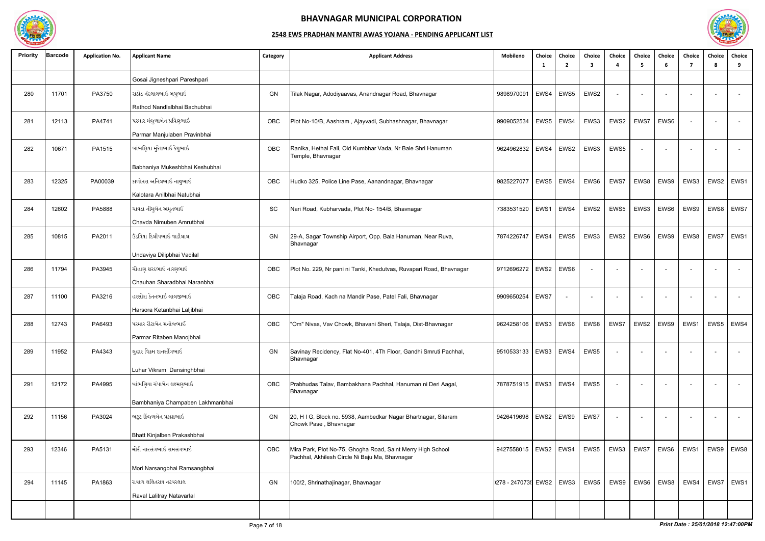# BHAVNAGAR MUNICIPAL CORPORATION

## 2548 EWS PRADHAN MANTRI AWAS YOJANA - PENDING APPLICANT LIST

| Priority | Barcode | Application No. | Applicant Name | Category | Applicant Address | Mobileno | Choice 1 | Choice 2 | Choice 3 | Choice 4 | Choice 5 | Choice 6 | Choice 7 | Choice 8 | Choice 9 |
|---|---|---|---|---|---|---|---|---|---|---|---|---|---|---|---|
| | | | Gosai Jigneshpari Pareshpari | | | | | | | | | | | | |
| 280 | 11701 | PA3750 | રાઠોડ નંદલાલભાઈ બચુભાઈ<br>Rathod Nandlalbhai Bachubhai | GN | Tilak Nagar, Adodiyaavas, Anandnagar Road, Bhavnagar | 9898970091 | EWS4 | EWS5 | EWS2 | - | - | - | - | - | - |
| 281 | 12113 | PA4741 | પરમાર મંજુલાબેન પ્રવિણભાઈ<br>Parmar Manjulaben Pravinbhai | OBC | Plot No-10/B, Aashram , Ajayvadi, Subhashnagar, Bhavnagar | 9909052534 | EWS5 | EWS4 | EWS3 | EWS2 | EWS7 | EWS6 | - | - | - |
| 282 | 10671 | PA1515 | બાંભણિયા મુકેશભાઈ કેશુભાઈ<br>Babhaniya Mukeshbhai Keshubhai | OBC | Ranika, Hethal Fali, Old Kumbhar Vada, Nr Bale Shri Hanuman Temple, Bhavnagar | 9624962832 | EWS4 | EWS2 | EWS3 | EWS5 | - | - | - | - | - |
| 283 | 12325 | PA00039 | કાળોતરા અનિલભાઈ નાથુભાઈ<br>Kalotara Anilbhai Natubhai | OBC | Hudko 325, Police Line Pase, Aanandnagar, Bhavnagar | 9825227077 | EWS5 | EWS4 | EWS6 | EWS7 | EWS8 | EWS9 | EWS3 | EWS2 | EWS1 |
| 284 | 12602 | PA5888 | ચાવડા નીમુબેન અમૃતભાઈ<br>Chavda Nimuben Amrutbhai | SC | Nari Road, Kubharvada, Plot No- 154/B, Bhavnagar | 7383531520 | EWS1 | EWS4 | EWS2 | EWS5 | EWS3 | EWS6 | EWS9 | EWS8 | EWS7 |
| 285 | 10815 | PA2011 | ઉંડવિયા દિલીપભાઈ વાડીલાલ<br>Undaviya Dilipbhai Vadilal | GN | 29-A, Sagar Township Airport, Opp. Bala Hanuman, Near Ruva, Bhavnagar | 7874226747 | EWS4 | EWS5 | EWS3 | EWS2 | EWS6 | EWS9 | EWS8 | EWS7 | EWS1 |
| 286 | 11794 | PA3945 | ચૌહાણ શરદભાઈ નારણભાઈ<br>Chauhan Sharadbhai Naranbhai | OBC | Plot No. 229, Nr pani ni Tanki, Khedutvas, Ruvapari Road, Bhavnagar | 9712696272 | EWS2 | EWS6 | - | - | - | - | - | - | - |
| 287 | 11100 | PA3216 | હરસોરા કેતનભાઈ લાલજીભાઈ<br>Harsora Ketanbhai Laljibhai | OBC | Talaja Road, Kach na Mandir Pase, Patel Fali, Bhavnagar | 9909650254 | EWS7 | - | - | - | - | - | - | - | - |
| 288 | 12743 | PA6493 | પરમાર રીટાબેન મનોજભાઈ<br>Parmar Ritaben Manojbhai | OBC | "Om" Nivas, Vav Chowk, Bhavani Sheri, Talaja, Dist-Bhavnagar | 9624258106 | EWS3 | EWS6 | EWS8 | EWS7 | EWS2 | EWS9 | EWS1 | EWS5 | EWS4 |
| 289 | 11952 | PA4343 | લુહાર વિક્રમ દાનસીંગભાઈ<br>Luhar Vikram Dansinghbhai | GN | Savinay Recidency, Flat No-401, 4Th Floor, Gandhi Smruti Pachhal, Bhavnagar | 9510533133 | EWS3 | EWS4 | EWS5 | - | - | - | - | - | - |
| 291 | 12172 | PA4995 | બાંભણિયા ચંપાબેન લક્ષ્મણભાઈ<br>Bambhaniya Champaben Lakhmanbhai | OBC | Prabhudas Talav, Bambakhana Pachhal, Hanuman ni Deri Aagal, Bhavnagar | 7878751915 | EWS3 | EWS4 | EWS5 | - | - | - | - | - | - |
| 292 | 11156 | PA3024 | ભટ્ટ કિંજલબેન પ્રકાશભાઈ<br>Bhatt Kinjalben Prakashbhai | GN | 20, H I G, Block no. 5938, Aambedkar Nagar Bhartnagar, Sitaram Chowk Pase , Bhavnagar | 9426419698 | EWS2 | EWS9 | EWS7 | - | - | - | - | - | - |
| 293 | 12346 | PA5131 | મોરી નારસંગભાઈ રામસંગભાઈ<br>Mori Narsangbhai Ramsangbhai | OBC | Mira Park, Plot No-75, Ghogha Road, Saint Merry High School Pachhal, Akhilesh Circle Ni Baju Ma, Bhavnagar | 9427558015 | EWS2 | EWS4 | EWS5 | EWS3 | EWS7 | EWS6 | EWS1 | EWS9 | EWS8 |
| 294 | 11145 | PA1863 | રાવળ લલિતરાય નટવરલાલ<br>Raval Lalitray Natavarlal | GN | 100/2, Shrinathajinagar, Bhavnagar | )278 - 247073! | EWS2 | EWS3 | EWS5 | EWS9 | EWS6 | EWS8 | EWS4 | EWS7 | EWS1 |

*Print Date : 25/01/2018 12:47:00PM*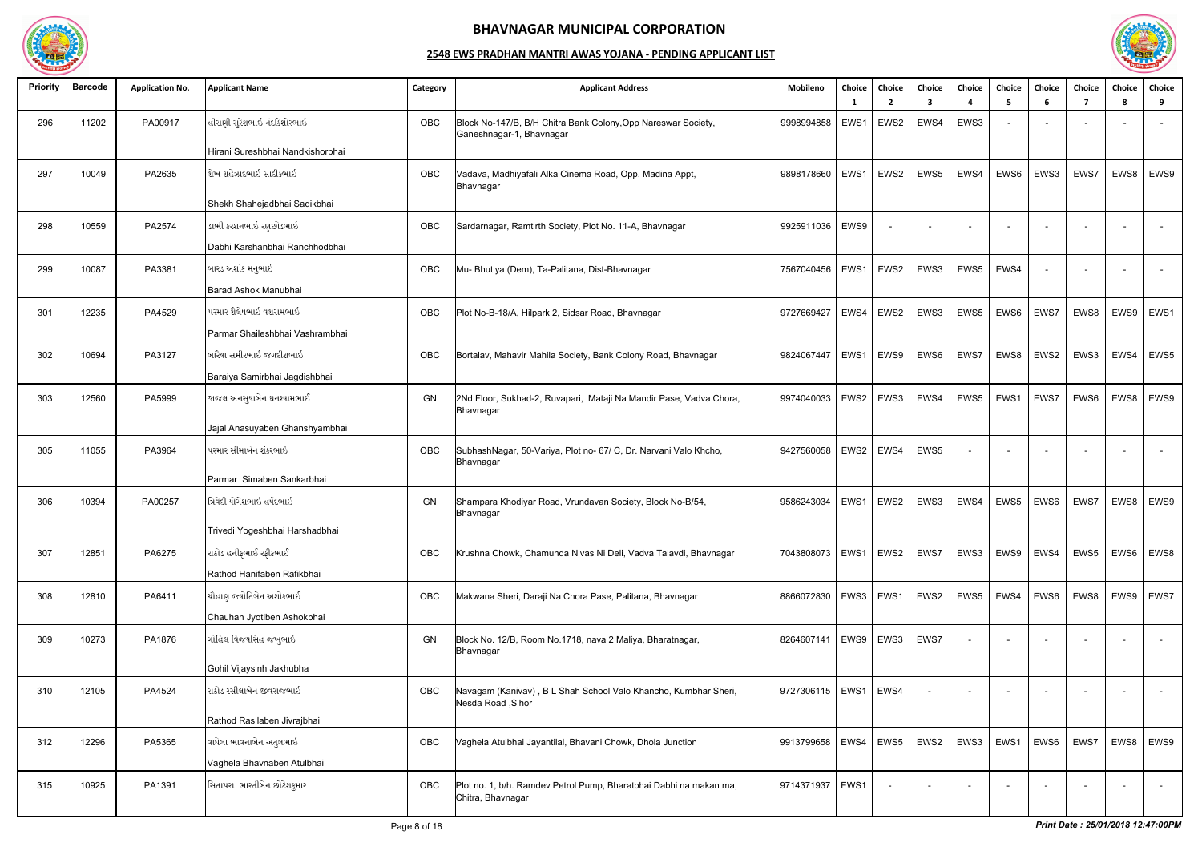# BHAVNAGAR MUNICIPAL CORPORATION

## 2548 EWS PRADHAN MANTRI AWAS YOJANA - PENDING APPLICANT LIST

| Priority | Barcode | Application No. | Applicant Name | Category | Applicant Address | Mobileno | Choice 1 | Choice 2 | Choice 3 | Choice 4 | Choice 5 | Choice 6 | Choice 7 | Choice 8 | Choice 9 |
|---|---|---|---|---|---|---|---|---|---|---|---|---|---|---|---|
| 296 | 11202 | PA00917 | હીરાણી સુરેશભાઈ નંદકિશોરભાઈ<br>Hirani Sureshbhai Nandkishorbhai | OBC | Block No-147/B, B/H Chitra Bank Colony,Opp Nareswar Society, Ganeshnagar-1, Bhavnagar | 9998994858 | EWS1 | EWS2 | EWS4 | EWS3 | - | - | - | - | - |
| 297 | 10049 | PA2635 | શેખ શહેઝાદભાઈ સાદીકભાઈ<br>Shekh Shahejadbhai Sadikbhai | OBC | Vadava, Madhiyafali Alka Cinema Road, Opp. Madina Appt, Bhavnagar | 9898178660 | EWS1 | EWS2 | EWS5 | EWS4 | EWS6 | EWS3 | EWS7 | EWS8 | EWS9 |
| 298 | 10559 | PA2574 | ડાભી કરશનભાઈ રણછોડભાઈ<br>Dabhi Karshanbhai Ranchhodbhai | OBC | Sardarnagar, Ramtirth Society, Plot No. 11-A, Bhavnagar | 9925911036 | EWS9 | - | - | - | - | - | - | - | - |
| 299 | 10087 | PA3381 | બારડ અશોક મનુભાઈ<br>Barad Ashok Manubhai | OBC | Mu- Bhutiya (Dem), Ta-Palitana, Dist-Bhavnagar | 7567040456 | EWS1 | EWS2 | EWS3 | EWS5 | EWS4 | - | - | - | - |
| 301 | 12235 | PA4529 | પરમાર શૈલેષભાઈ વશરામભાઈ<br>Parmar Shaileshbhai Vashrambhai | OBC | Plot No-B-18/A, Hilpark 2, Sidsar Road, Bhavnagar | 9727669427 | EWS4 | EWS2 | EWS3 | EWS5 | EWS6 | EWS7 | EWS8 | EWS9 | EWS1 |
| 302 | 10694 | PA3127 | બારૈયા સમીરભાઈ જગદીશભાઈ<br>Baraiya Samirbhai Jagdishbhai | OBC | Bortalav, Mahavir Mahila Society, Bank Colony Road, Bhavnagar | 9824067447 | EWS1 | EWS9 | EWS6 | EWS7 | EWS8 | EWS2 | EWS3 | EWS4 | EWS5 |
| 303 | 12560 | PA5999 | જાજલ અનસુયાબેન ઘનશ્યામભાઈ<br>Jajal Anasuyaben Ghanshyambhai | GN | 2Nd Floor, Sukhad-2, Ruvapari, Mataji Na Mandir Pase, Vadva Chora, Bhavnagar | 9974040033 | EWS2 | EWS3 | EWS4 | EWS5 | EWS1 | EWS7 | EWS6 | EWS8 | EWS9 |
| 305 | 11055 | PA3964 | પરમાર સીમાબેન શંકરભાઈ<br>Parmar Simaben Sankarbhai | OBC | SubhashNagar, 50-Variya, Plot no- 67/ C, Dr. Narvani Valo Khcho, Bhavnagar | 9427560058 | EWS2 | EWS4 | EWS5 | - | - | - | - | - | - |
| 306 | 10394 | PA00257 | ત્રિવેદી યોગેશભાઈ હર્ષદભાઈ<br>Trivedi Yogeshbhai Harshadbhai | GN | Shampara Khodiyar Road, Vrundavan Society, Block No-B/54, Bhavnagar | 9586243034 | EWS1 | EWS2 | EWS3 | EWS4 | EWS5 | EWS6 | EWS7 | EWS8 | EWS9 |
| 307 | 12851 | PA6275 | રાઠોડ હનીફાબેન રફીકભાઈ<br>Rathod Hanifaben Rafikbhai | OBC | Krushna Chowk, Chamunda Nivas Ni Deli, Vadva Talavdi, Bhavnagar | 7043808073 | EWS1 | EWS2 | EWS7 | EWS3 | EWS9 | EWS4 | EWS5 | EWS6 | EWS8 |
| 308 | 12810 | PA6411 | ચૌહાણ જ્યોતિબેન અશોકભાઈ<br>Chauhan Jyotiben Ashokbhai | OBC | Makwana Sheri, Daraji Na Chora Pase, Palitana, Bhavnagar | 8866072830 | EWS3 | EWS1 | EWS2 | EWS5 | EWS4 | EWS6 | EWS8 | EWS9 | EWS7 |
| 309 | 10273 | PA1876 | ગોહિલ વિજયસિંહ જખુભાઈ<br>Gohil Vijaysinh Jakhubha | GN | Block No. 12/B, Room No.1718, nava 2 Maliya, Bharatnagar, Bhavnagar | 8264607141 | EWS9 | EWS3 | EWS7 | - | - | - | - | - | - |
| 310 | 12105 | PA4524 | રાઠોડ રસીલાબેન જીવરાજભાઈ<br>Rathod Rasilaben Jivrajbhai | OBC | Navagam (Kanivav) , B L Shah School Valo Khancho, Kumbhar Sheri, Nesda Road ,Sihor | 9727306115 | EWS1 | EWS4 | - | - | - | - | - | - | - |
| 312 | 12296 | PA5365 | વાઘેલા ભાવનાબેન અતુલભાઈ<br>Vaghela Bhavnaben Atulbhai | OBC | Vaghela Atulbhai Jayantilal, Bhavani Chowk, Dhola Junction | 9913799658 | EWS4 | EWS5 | EWS2 | EWS3 | EWS1 | EWS6 | EWS7 | EWS8 | EWS9 |
| 315 | 10925 | PA1391 | સિતાપરા ભારતીબેન છોટેકુમાર | OBC | Plot no. 1, b/h. Ramdev Petrol Pump, Bharatbhai Dabhi na makan ma, Chitra, Bhavnagar | 9714371937 | EWS1 | - | - | - | - | - | - | - | - |

*Print Date : 25/01/2018 12:47:00PM*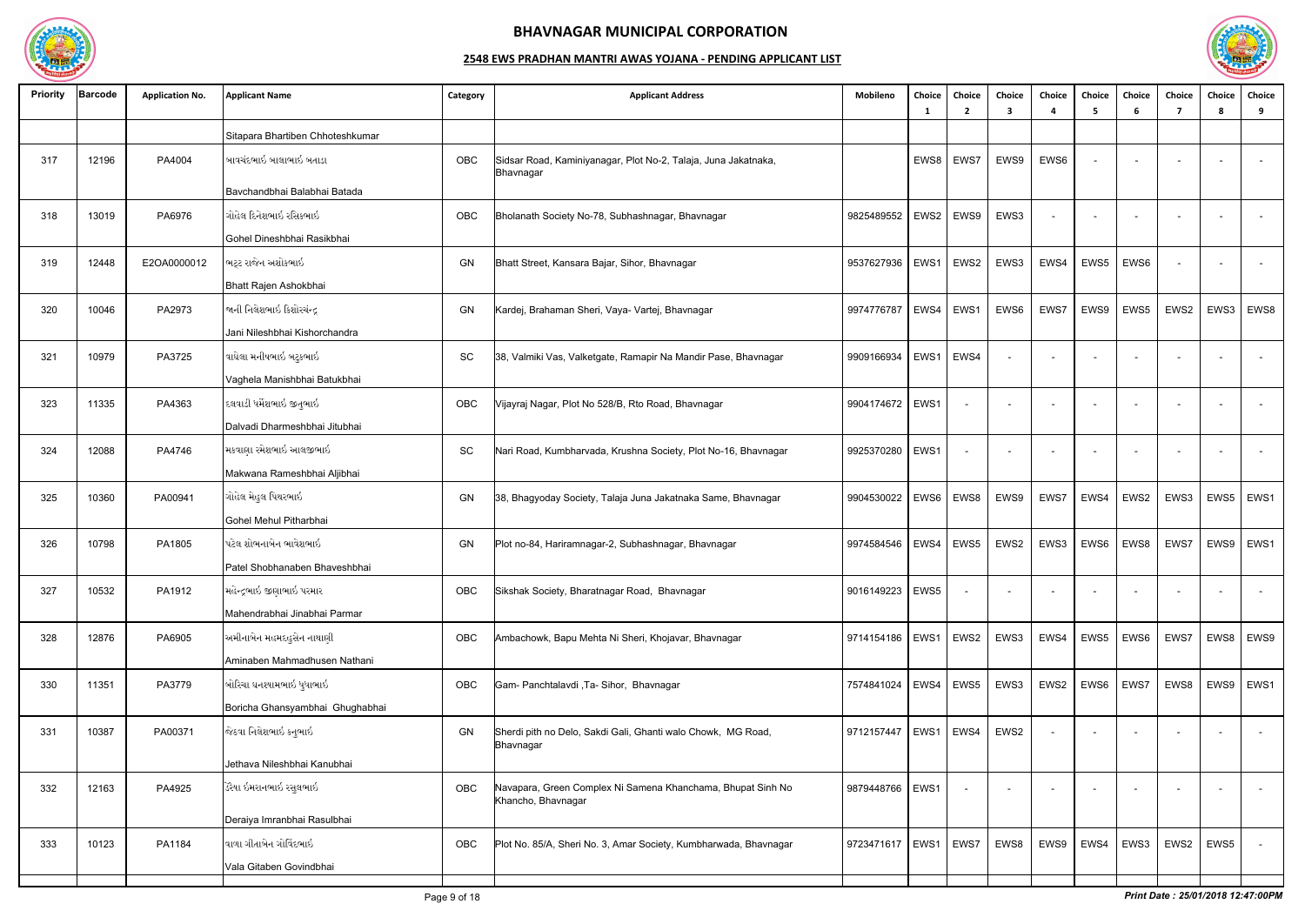# BHAVNAGAR MUNICIPAL CORPORATION

## 2548 EWS PRADHAN MANTRI AWAS YOJANA - PENDING APPLICANT LIST

| Priority | Barcode | Application No. | Applicant Name | Category | Applicant Address | Mobileno | Choice 1 | Choice 2 | Choice 3 | Choice 4 | Choice 5 | Choice 6 | Choice 7 | Choice 8 | Choice 9 |
|---|---|---|---|---|---|---|---|---|---|---|---|---|---|---|---|
| | | | Sitapara Bhartiben Chhoteshkumar | | | | | | | | | | | | |
| 317 | 12196 | PA4004 | બાવચંદભાઈ બાલાભાઈ બતાડા<br>Bavchandbhai Balabhai Batada | OBC | Sidsar Road, Kaminiyanagar, Plot No-2, Talaja, Juna Jakatnaka, Bhavnagar | | EWS8 | EWS7 | EWS9 | EWS6 | - | - | - | - | - |
| 318 | 13019 | PA6976 | ગોહેલ દિનેશભાઈ રસિકભાઈ<br>Gohel Dineshbhai Rasikbhai | OBC | Bholanath Society No-78, Subhashnagar, Bhavnagar | 9825489552 | EWS2 | EWS9 | EWS3 | - | - | - | - | - | - |
| 319 | 12448 | E2OA0000012 | ભટ્ટ રાજેન અશોકભાઈ<br>Bhatt Rajen Ashokbhai | GN | Bhatt Street, Kansara Bajar, Sihor, Bhavnagar | 9537627936 | EWS1 | EWS2 | EWS3 | EWS4 | EWS5 | EWS6 | - | - | - |
| 320 | 10046 | PA2973 | જાની નિલેશભાઈ કિશોરચંદ્ર<br>Jani Nileshbhai Kishorchandra | GN | Kardej, Brahaman Sheri, Vaya- Vartej, Bhavnagar | 9974776787 | EWS4 | EWS1 | EWS6 | EWS7 | EWS9 | EWS5 | EWS2 | EWS3 | EWS8 |
| 321 | 10979 | PA3725 | વાઘેલા મનીષભાઈ બટુકભાઈ<br>Vaghela Manishbhai Batukbhai | SC | 38, Valmiki Vas, Valketgate, Ramapir Na Mandir Pase, Bhavnagar | 9909166934 | EWS1 | EWS4 | - | - | - | - | - | - | - |
| 323 | 11335 | PA4363 | દલવાડી ધર્મેશભાઈ જીતુભાઈ<br>Dalvadi Dharmeshbhai Jitubhai | OBC | Vijayraj Nagar, Plot No 528/B, Rto Road, Bhavnagar | 9904174672 | EWS1 | - | - | - | - | - | - | - | - |
| 324 | 12088 | PA4746 | મકવાણા રમેશભાઈ આલજીભાઈ<br>Makwana Rameshbhai Aljibhai | SC | Nari Road, Kumbharvada, Krushna Society, Plot No-16, Bhavnagar | 9925370280 | EWS1 | - | - | - | - | - | - | - | - |
| 325 | 10360 | PA00941 | ગોહેલ મેહુલ પિથરભાઈ<br>Gohel Mehul Pitharbhai | GN | 38, Bhagyoday Society, Talaja Juna Jakatnaka Same, Bhavnagar | 9904530022 | EWS6 | EWS8 | EWS9 | EWS7 | EWS4 | EWS2 | EWS3 | EWS5 | EWS1 |
| 326 | 10798 | PA1805 | પટેલ શોભનાબેન ભાવેશભાઈ<br>Patel Shobhanaben Bhaveshbhai | GN | Plot no-84, Hariramnagar-2, Subhashnagar, Bhavnagar | 9974584546 | EWS4 | EWS5 | EWS2 | EWS3 | EWS6 | EWS8 | EWS7 | EWS9 | EWS1 |
| 327 | 10532 | PA1912 | મહેન્દ્રભાઈ જીણાભાઈ પરમાર<br>Mahendrabhai Jinabhai Parmar | OBC | Sikshak Society, Bharatnagar Road, Bhavnagar | 9016149223 | EWS5 | - | - | - | - | - | - | - | - |
| 328 | 12876 | PA6905 | અમીનાબેન મહમદહુસેન નાથાણી<br>Aminaben Mahmadhusen Nathani | OBC | Ambachowk, Bapu Mehta Ni Sheri, Khojavar, Bhavnagar | 9714154186 | EWS1 | EWS2 | EWS3 | EWS4 | EWS5 | EWS6 | EWS7 | EWS8 | EWS9 |
| 330 | 11351 | PA3779 | બોરિચા ઘનશ્યામભાઈ ઘુઘાભાઈ<br>Boricha Ghansyambhai Ghughabhai | OBC | Gam- Panchtalavdi ,Ta- Sihor, Bhavnagar | 7574841024 | EWS4 | EWS5 | EWS3 | EWS2 | EWS6 | EWS7 | EWS8 | EWS9 | EWS1 |
| 331 | 10387 | PA00371 | જેઠવા નિલેશભાઈ કનુભાઈ<br>Jethava Nileshbhai Kanubhai | GN | Sherdi pith no Delo, Sakdi Gali, Ghanti walo Chowk, MG Road, Bhavnagar | 9712157447 | EWS1 | EWS4 | EWS2 | - | - | - | - | - | - |
| 332 | 12163 | PA4925 | ડેરૈયા ઇમરાનભાઈ રસુલભાઈ<br>Deraiya Imranbhai Rasulbhai | OBC | Navapara, Green Complex Ni Samena Khanchama, Bhupat Sinh No Khancho, Bhavnagar | 9879448766 | EWS1 | - | - | - | - | - | - | - | - |
| 333 | 10123 | PA1184 | વાળા ગીતાબેન ગોવિંદભાઈ<br>Vala Gitaben Govindbhai | OBC | Plot No. 85/A, Sheri No. 3, Amar Society, Kumbharwada, Bhavnagar | 9723471617 | EWS1 | EWS7 | EWS8 | EWS9 | EWS4 | EWS3 | EWS2 | EWS5 | - |

*Print Date : 25/01/2018 12:47:00PM*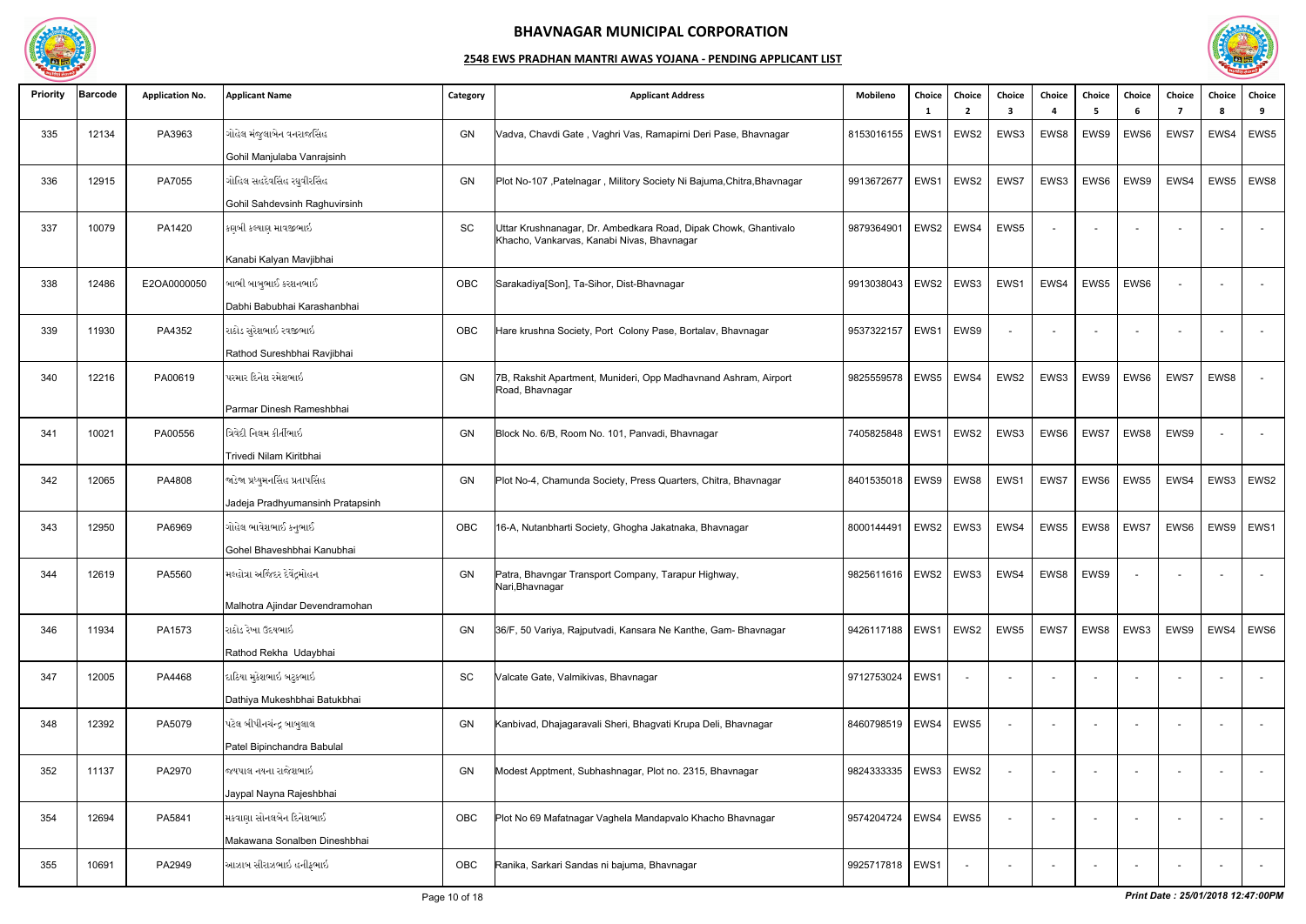# BHAVNAGAR MUNICIPAL CORPORATION

## 2548 EWS PRADHAN MANTRI AWAS YOJANA - PENDING APPLICANT LIST

| Priority | Barcode | Application No. | Applicant Name | Category | Applicant Address | Mobileno | Choice 1 | Choice 2 | Choice 3 | Choice 4 | Choice 5 | Choice 6 | Choice 7 | Choice 8 | Choice 9 |
|---|---|---|---|---|---|---|---|---|---|---|---|---|---|---|---|
| 335 | 12134 | PA3963 | ગોહિલ મંજુલાબેન વનરાજસિંહ Gohil Manjulaba Vanrajsinh | GN | Vadva, Chavdi Gate , Vaghri Vas, Ramapirni Deri Pase, Bhavnagar | 8153016155 | EWS1 | EWS2 | EWS3 | EWS8 | EWS9 | EWS6 | EWS7 | EWS4 | EWS5 |
| 336 | 12915 | PA7055 | ગોહિલ સહદેવસિંહ રઘુવીરસિંહ Gohil Sahdevsinh Raghuvirsinh | GN | Plot No-107 ,Patelnagar , Militory Society Ni Bajuma,Chitra,Bhavnagar | 9913672677 | EWS1 | EWS2 | EWS7 | EWS3 | EWS6 | EWS9 | EWS4 | EWS5 | EWS8 |
| 337 | 10079 | PA1420 | કણબી કલ્યાણ માવજીભાઈ Kanabi Kalyan Mavjibhai | SC | Uttar Krushnanagar, Dr. Ambedkara Road, Dipak Chowk, Ghantivalo Khacho, Vankarvas, Kanabi Nivas, Bhavnagar | 9879364901 | EWS2 | EWS4 | EWS5 | - | - | - | - | - | - |
| 338 | 12486 | E2OA0000050 | ડાભી બાબુભાઈ કરશનભાઈ Dabhi Babubhai Karashanbhai | OBC | Sarakadiya[Son], Ta-Sihor, Dist-Bhavnagar | 9913038043 | EWS2 | EWS3 | EWS1 | EWS4 | EWS5 | EWS6 | - | - | - |
| 339 | 11930 | PA4352 | રાઠોડ સુરેશભાઈ રવજીભાઈ Rathod Sureshbhai Ravjibhai | OBC | Hare krushna Society, Port Colony Pase, Bortalav, Bhavnagar | 9537322157 | EWS1 | EWS9 | - | - | - | - | - | - | - |
| 340 | 12216 | PA00619 | પરમાર દિનેશ રમેશભાઈ Parmar Dinesh Rameshbhai | GN | 7B, Rakshit Apartment, Munideri, Opp Madhavnand Ashram, Airport Road, Bhavnagar | 9825559578 | EWS5 | EWS4 | EWS2 | EWS3 | EWS9 | EWS6 | EWS7 | EWS8 | - |
| 341 | 10021 | PA00556 | ત્રિવેદી નિલમ કીર્તીભાઈ Trivedi Nilam Kiritbhai | GN | Block No. 6/B, Room No. 101, Panvadi, Bhavnagar | 7405825848 | EWS1 | EWS2 | EWS3 | EWS6 | EWS7 | EWS8 | EWS9 | - | - |
| 342 | 12065 | PA4808 | જાડેજા પ્રધ્યુમનસિંહ પ્રતાપસિંહ Jadeja Pradhyumansinh Pratapsinh | GN | Plot No-4, Chamunda Society, Press Quarters, Chitra, Bhavnagar | 8401535018 | EWS9 | EWS8 | EWS1 | EWS7 | EWS6 | EWS5 | EWS4 | EWS3 | EWS2 |
| 343 | 12950 | PA6969 | ગોહેલ ભાવેશભાઈ કનુભાઈ Gohel Bhaveshbhai Kanubhai | OBC | 16-A, Nutanbharti Society, Ghogha Jakatnaka, Bhavnagar | 8000144491 | EWS2 | EWS3 | EWS4 | EWS5 | EWS8 | EWS7 | EWS6 | EWS9 | EWS1 |
| 344 | 12619 | PA5560 | મલ્હોત્રા અજિંદર દેવેંદ્રમોહન Malhotra Ajindar Devendramohan | GN | Patra, Bhavngar Transport Company, Tarapur Highway, Nari,Bhavnagar | 9825611616 | EWS2 | EWS3 | EWS4 | EWS8 | EWS9 | - | - | - | - |
| 346 | 11934 | PA1573 | રાઠોડ રેખા ઉદયભાઈ Rathod Rekha Udaybhai | GN | 36/F, 50 Variya, Rajputvadi, Kansara Ne Kanthe, Gam- Bhavnagar | 9426117188 | EWS1 | EWS2 | EWS5 | EWS7 | EWS8 | EWS3 | EWS9 | EWS4 | EWS6 |
| 347 | 12005 | PA4468 | દાઠિયા મુકેશભાઈ બટુકભાઈ Dathiya Mukeshbhai Batukbhai | SC | Valcate Gate, Valmikivas, Bhavnagar | 9712753024 | EWS1 | - | - | - | - | - | - | - | - |
| 348 | 12392 | PA5079 | પટેલ બીપીનચંન્દ્ર બાબુલાલ Patel Bipinchandra Babulal | GN | Kanbivad, Dhajagaravali Sheri, Bhagvati Krupa Deli, Bhavnagar | 8460798519 | EWS4 | EWS5 | - | - | - | - | - | - | - |
| 352 | 11137 | PA2970 | જયપાલ નયના રાજેશભાઈ Jaypal Nayna Rajeshbhai | GN | Modest Apptment, Subhashnagar, Plot no. 2315, Bhavnagar | 9824333335 | EWS3 | EWS2 | - | - | - | - | - | - | - |
| 354 | 12694 | PA5841 | મકવાણા સોનલબેન દિનેશભાઈ Makawana Sonalben Dineshbhai | OBC | Plot No 69 Mafatnagar Vaghela Mandapvalo Khacho Bhavnagar | 9574204724 | EWS4 | EWS5 | - | - | - | - | - | - | - |
| 355 | 10691 | PA2949 | આઝાબ સીરાઝભાઈ હનીફભાઈ | OBC | Ranika, Sarkari Sandas ni bajuma, Bhavnagar | 9925717818 | EWS1 | - | - | - | - | - | - | - | - |

*Print Date : 25/01/2018 12:47:00PM*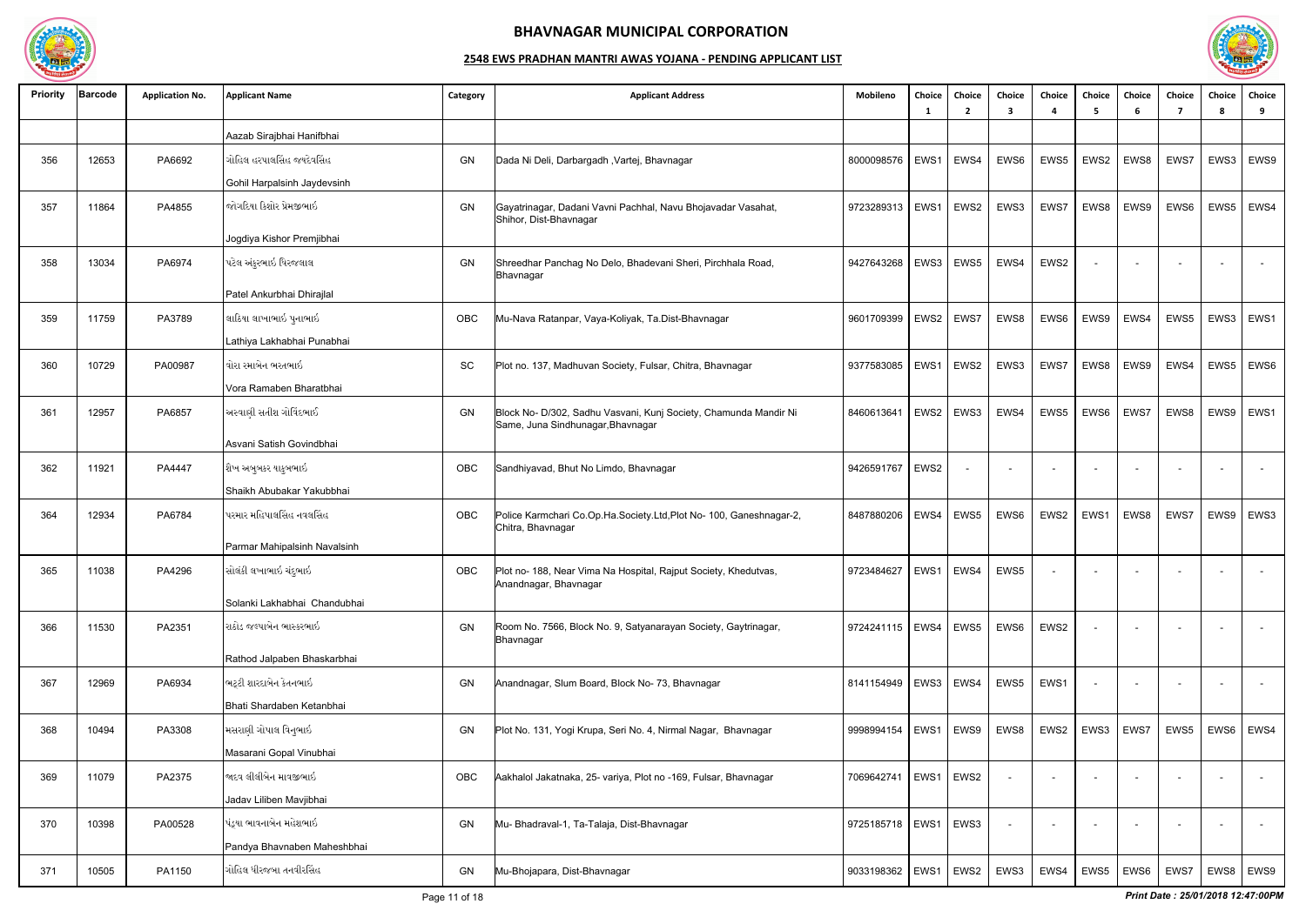# BHAVNAGAR MUNICIPAL CORPORATION

## 2548 EWS PRADHAN MANTRI AWAS YOJANA - PENDING APPLICANT LIST

| Priority | Barcode | Application No. | Applicant Name | Category | Applicant Address | Mobileno | Choice 1 | Choice 2 | Choice 3 | Choice 4 | Choice 5 | Choice 6 | Choice 7 | Choice 8 | Choice 9 |
|---|---|---|---|---|---|---|---|---|---|---|---|---|---|---|---|
| | | | Aazab Sirajbhai Hanifbhai | | | | | | | | | | | | |
| 356 | 12653 | PA6692 | ગોહિલ હરપાલસિંહ જયદેવસિંહ<br>Gohil Harpalsinh Jaydevsinh | GN | Dada Ni Deli, Darbargadh ,Vartej, Bhavnagar | 8000098576 | EWS1 | EWS4 | EWS6 | EWS5 | EWS2 | EWS8 | EWS7 | EWS3 | EWS9 |
| 357 | 11864 | PA4855 | જોગડિયા કિશોર પ્રેમજીભાઇ<br>Jogdiya Kishor Premjibhai | GN | Gayatrinagar, Dadani Vavni Pachhal, Navu Bhojavadar Vasahat, Shihor, Dist-Bhavnagar | 9723289313 | EWS1 | EWS2 | EWS3 | EWS7 | EWS8 | EWS9 | EWS6 | EWS5 | EWS4 |
| 358 | 13034 | PA6974 | પટેલ અંકુરભાઇ ધિરજલાલ<br>Patel Ankurbhai Dhirajlal | GN | Shreedhar Panchag No Delo, Bhadevani Sheri, Pirchhala Road, Bhavnagar | 9427643268 | EWS3 | EWS5 | EWS4 | EWS2 | - | - | - | - | - |
| 359 | 11759 | PA3789 | લાઠિયા લાખાભાઇ પુનાભાઇ<br>Lathiya Lakhabhai Punabhai | OBC | Mu-Nava Ratanpar, Vaya-Koliyak, Ta.Dist-Bhavnagar | 9601709399 | EWS2 | EWS7 | EWS8 | EWS6 | EWS9 | EWS4 | EWS5 | EWS3 | EWS1 |
| 360 | 10729 | PA00987 | વોરા રમાબેન ભરતભાઇ<br>Vora Ramaben Bharatbhai | SC | Plot no. 137, Madhuvan Society, Fulsar, Chitra, Bhavnagar | 9377583085 | EWS1 | EWS2 | EWS3 | EWS7 | EWS8 | EWS9 | EWS4 | EWS5 | EWS6 |
| 361 | 12957 | PA6857 | અસ્વાણી સતીશ ગોવિંદભાઇ<br>Asvani Satish Govindbhai | GN | Block No- D/302, Sadhu Vasvani, Kunj Society, Chamunda Mandir Ni Same, Juna Sindhunagar,Bhavnagar | 8460613641 | EWS2 | EWS3 | EWS4 | EWS5 | EWS6 | EWS7 | EWS8 | EWS9 | EWS1 |
| 362 | 11921 | PA4447 | શેખ અબુબકર યાકુબભાઇ<br>Shaikh Abubakar Yakubbhai | OBC | Sandhiyavad, Bhut No Limdo, Bhavnagar | 9426591767 | EWS2 | - | - | - | - | - | - | - | - |
| 364 | 12934 | PA6784 | પરમાર મહિપાલસિંહ નવલસિંહ<br>Parmar Mahipalsinh Navalsinh | OBC | Police Karmchari Co.Op.Ha.Society.Ltd,Plot No- 100, Ganeshnagar-2, Chitra, Bhavnagar | 8487880206 | EWS4 | EWS5 | EWS6 | EWS2 | EWS1 | EWS8 | EWS7 | EWS9 | EWS3 |
| 365 | 11038 | PA4296 | સોલંકી લખાભાઇ ચંદુભાઇ<br>Solanki Lakhabhai Chandubhai | OBC | Plot no- 188, Near Vima Na Hospital, Rajput Society, Khedutvas, Anandnagar, Bhavnagar | 9723484627 | EWS1 | EWS4 | EWS5 | - | - | - | - | - | - |
| 366 | 11530 | PA2351 | રાઠોડ જલ્પાબેન ભાસ્કરભાઇ<br>Rathod Jalpaben Bhaskarbhai | GN | Room No. 7566, Block No. 9, Satyanarayan Society, Gaytrinagar, Bhavnagar | 9724241115 | EWS4 | EWS5 | EWS6 | EWS2 | - | - | - | - | - |
| 367 | 12969 | PA6934 | ભટ્ટી શારદાબેન કેતનભાઇ<br>Bhati Shardaben Ketanbhai | GN | Anandnagar, Slum Board, Block No- 73, Bhavnagar | 8141154949 | EWS3 | EWS4 | EWS5 | EWS1 | - | - | - | - | - |
| 368 | 10494 | PA3308 | મસરાણી ગોપાલ વિનુભાઇ<br>Masarani Gopal Vinubhai | GN | Plot No. 131, Yogi Krupa, Seri No. 4, Nirmal Nagar, Bhavnagar | 9998994154 | EWS1 | EWS9 | EWS8 | EWS2 | EWS3 | EWS7 | EWS5 | EWS6 | EWS4 |
| 369 | 11079 | PA2375 | જાદવ લીલીબેન માવજીભાઇ<br>Jadav Liliben Mavjibhai | OBC | Aakhalol Jakatnaka, 25- variya, Plot no -169, Fulsar, Bhavnagar | 7069642741 | EWS1 | EWS2 | - | - | - | - | - | - | - |
| 370 | 10398 | PA00528 | પંડ્યા ભાવનાબેન મહેશભાઇ<br>Pandya Bhavnaben Maheshbhai | GN | Mu- Bhadraval-1, Ta-Talaja, Dist-Bhavnagar | 9725185718 | EWS1 | EWS3 | - | - | - | - | - | - | - |
| 371 | 10505 | PA1150 | ગોહિલ ધીરજબા તનવીરસિંહ | GN | Mu-Bhojapara, Dist-Bhavnagar | 9033198362 | EWS1 | EWS2 | EWS3 | EWS4 | EWS5 | EWS6 | EWS7 | EWS8 | EWS9 |

*Print Date : 25/01/2018 12:47:00PM*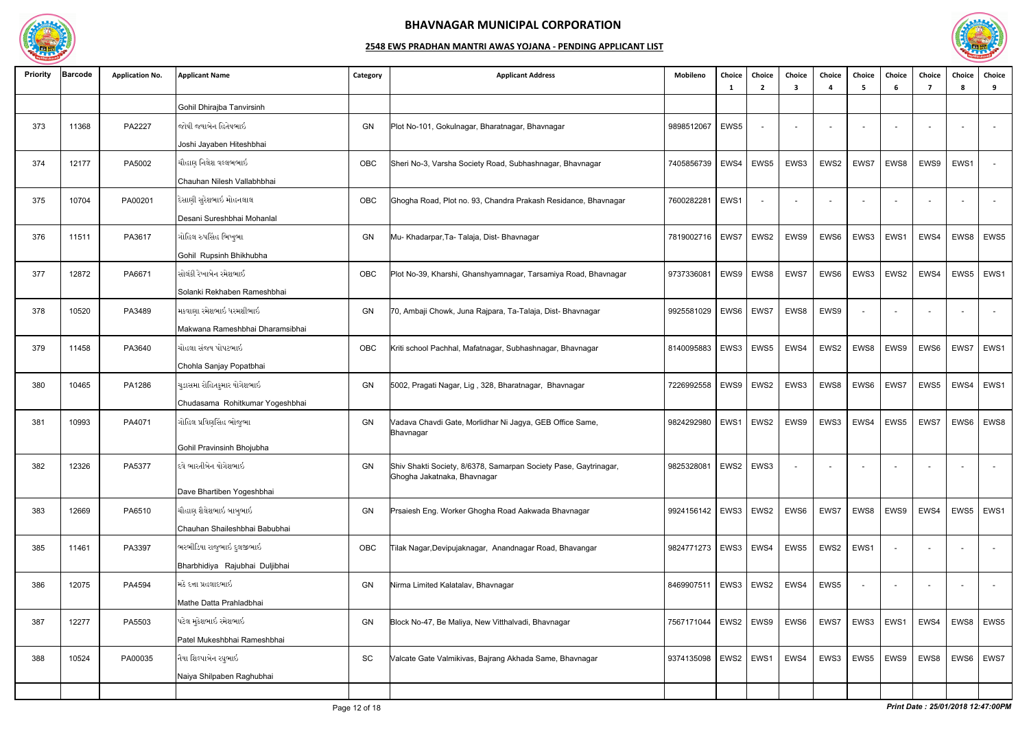# BHAVNAGAR MUNICIPAL CORPORATION

## 2548 EWS PRADHAN MANTRI AWAS YOJANA - PENDING APPLICANT LIST

| Priority | Barcode | Application No. | Applicant Name | Category | Applicant Address | Mobileno | Choice 1 | Choice 2 | Choice 3 | Choice 4 | Choice 5 | Choice 6 | Choice 7 | Choice 8 | Choice 9 |
|---|---|---|---|---|---|---|---|---|---|---|---|---|---|---|---|
| | | | Gohil Dhirajba Tanvirsinh | | | | | | | | | | | | |
| 373 | 11368 | PA2227 | જોષી જયાબેન હિતેષભાઈ<br>Joshi Jayaben Hiteshbhai | GN | Plot No-101, Gokulnagar, Bharatnagar, Bhavnagar | 9898512067 | EWS5 | - | - | - | - | - | - | - | - |
| 374 | 12177 | PA5002 | ચૌહાણ નિલેશ વલ્લભભાઈ<br>Chauhan Nilesh Vallabhbhai | OBC | Sheri No-3, Varsha Society Road, Subhashnagar, Bhavnagar | 7405856739 | EWS4 | EWS5 | EWS3 | EWS2 | EWS7 | EWS8 | EWS9 | EWS1 | - |
| 375 | 10704 | PA00201 | દેસાણી સુરેશભાઈ મોહનલાલ<br>Desani Sureshbhai Mohanlal | OBC | Ghogha Road, Plot no. 93, Chandra Prakash Residance, Bhavnagar | 7600282281 | EWS1 | - | - | - | - | - | - | - | - |
| 376 | 11511 | PA3617 | ગોહિલ રુપસિંહ ભિખુભા<br>Gohil Rupsinh Bhikhubha | GN | Mu- Khadarpar,Ta- Talaja, Dist- Bhavnagar | 7819002716 | EWS7 | EWS2 | EWS9 | EWS6 | EWS3 | EWS1 | EWS4 | EWS8 | EWS5 |
| 377 | 12872 | PA6671 | સોલંકી રેખાબેન રમેશભાઈ<br>Solanki Rekhaben Rameshbhai | OBC | Plot No-39, Kharshi, Ghanshyamnagar, Tarsamiya Road, Bhavnagar | 9737336081 | EWS9 | EWS8 | EWS7 | EWS6 | EWS3 | EWS2 | EWS4 | EWS5 | EWS1 |
| 378 | 10520 | PA3489 | મકવાણા રમેશભાઈ ધરમશીભાઈ<br>Makwana Rameshbhai Dharamsibhai | GN | 70, Ambaji Chowk, Juna Rajpara, Ta-Talaja, Dist- Bhavnagar | 9925581029 | EWS6 | EWS7 | EWS8 | EWS9 | - | - | - | - | - |
| 379 | 11458 | PA3640 | ચોહલા સંજય પોપટભાઈ<br>Chohla Sanjay Popatbhai | OBC | Kriti school Pachhal, Mafatnagar, Subhashnagar, Bhavnagar | 8140095883 | EWS3 | EWS5 | EWS4 | EWS2 | EWS8 | EWS9 | EWS6 | EWS7 | EWS1 |
| 380 | 10465 | PA1286 | ચુડાસમા રોહિતકુમાર યોગેશભાઈ<br>Chudasama Rohitkumar Yogeshbhai | GN | 5002, Pragati Nagar, Lig , 328, Bharatnagar, Bhavnagar | 7226992558 | EWS9 | EWS2 | EWS3 | EWS8 | EWS6 | EWS7 | EWS5 | EWS4 | EWS1 |
| 381 | 10993 | PA4071 | ગોહિલ પ્રવિણસિંહ ભોજુભા<br>Gohil Pravinsinh Bhojubha | GN | Vadava Chavdi Gate, Morlidhar Ni Jagya, GEB Office Same, Bhavnagar | 9824292980 | EWS1 | EWS2 | EWS9 | EWS3 | EWS4 | EWS5 | EWS7 | EWS6 | EWS8 |
| 382 | 12326 | PA5377 | દવે ભારતીબેન યોગેશભાઈ<br>Dave Bhartiben Yogeshbhai | GN | Shiv Shakti Society, 8/6378, Samarpan Society Pase, Gaytrinagar, Ghogha Jakatnaka, Bhavnagar | 9825328081 | EWS2 | EWS3 | - | - | - | - | - | - | - |
| 383 | 12669 | PA6510 | ચૌહાણ શૈલેશભાઈ બાબુભાઈ<br>Chauhan Shaileshbhai Babubhai | GN | Prsaiesh Eng. Worker Ghogha Road Aakwada Bhavnagar | 9924156142 | EWS3 | EWS2 | EWS6 | EWS7 | EWS8 | EWS9 | EWS4 | EWS5 | EWS1 |
| 385 | 11461 | PA3397 | ભરભીડિયા રાજુભાઈ દુલજીભાઈ<br>Bharbhidiya Rajubhai Duljibhai | OBC | Tilak Nagar,Devipujaknagar, Anandnagar Road, Bhavangar | 9824771273 | EWS3 | EWS4 | EWS5 | EWS2 | EWS1 | - | - | - | - |
| 386 | 12075 | PA4594 | મઠે દત્તા પ્રહલાદભાઈ<br>Mathe Datta Prahladbhai | GN | Nirma Limited Kalatalav, Bhavnagar | 8469907511 | EWS3 | EWS2 | EWS4 | EWS5 | - | - | - | - | - |
| 387 | 12277 | PA5503 | પટેલ મુકેશભાઈ રમેશભાઈ<br>Patel Mukeshbhai Rameshbhai | GN | Block No-47, Be Maliya, New Vitthalvadi, Bhavnagar | 7567171044 | EWS2 | EWS9 | EWS6 | EWS7 | EWS3 | EWS1 | EWS4 | EWS8 | EWS5 |
| 388 | 10524 | PA00035 | નૈયા શિલ્પાબેન રઘુભાઈ<br>Naiya Shilpaben Raghubhai | SC | Valcate Gate Valmikivas, Bajrang Akhada Same, Bhavnagar | 9374135098 | EWS2 | EWS1 | EWS4 | EWS3 | EWS5 | EWS9 | EWS8 | EWS6 | EWS7 |

*Print Date : 25/01/2018 12:47:00PM*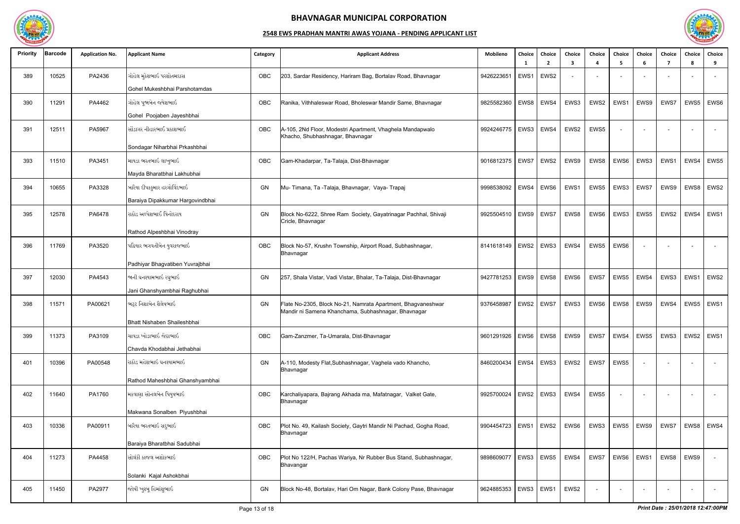# BHAVNAGAR MUNICIPAL CORPORATION

## 2548 EWS PRADHAN MANTRI AWAS YOJANA - PENDING APPLICANT LIST

| Priority | Barcode | Application No. | Applicant Name | Category | Applicant Address | Mobileno | Choice 1 | Choice 2 | Choice 3 | Choice 4 | Choice 5 | Choice 6 | Choice 7 | Choice 8 | Choice 9 |
|---|---|---|---|---|---|---|---|---|---|---|---|---|---|---|---|
| 389 | 10525 | PA2436 | ગોહેલ મુકેશભાઈ પરશોતમદાસ<br>Gohel Mukeshbhai Parshotamdas | OBC | 203, Sardar Residency, Hariram Bag, Bortalav Road, Bhavnagar | 9426223651 | EWS1 | EWS2 | - | - | - | - | - | - | - |
| 390 | 11291 | PA4462 | ગોહેલ પૂજાબેન જયેશભાઈ<br>Gohel Poojaben Jayeshbhai | OBC | Ranika, Vithhaleswar Road, Bholeswar Mandir Same, Bhavnagar | 9825582360 | EWS8 | EWS4 | EWS3 | EWS2 | EWS1 | EWS9 | EWS7 | EWS5 | EWS6 |
| 391 | 12511 | PA5967 | સોંડાગર નીહારભાઈ પ્રકાશભાઈ<br>Sondagar Niharbhai Prkashbhai | OBC | A-105, 2Nd Floor, Modestri Apartment, Vhaghela Mandapwalo Khacho, Shubhashnagar, Bhavnagar | 9924246775 | EWS3 | EWS4 | EWS2 | EWS5 | - | - | - | - | - |
| 393 | 11510 | PA3451 | માયડા ભરતભાઈ લાખુભાઈ<br>Mayda Bharatbhai Lakhubhai | OBC | Gam-Khadarpar, Ta-Talaja, Dist-Bhavnagar | 9016812375 | EWS7 | EWS2 | EWS9 | EWS8 | EWS6 | EWS3 | EWS1 | EWS4 | EWS5 |
| 394 | 10655 | PA3328 | બારૈયા દીપકકુમાર હરગોવિંદભાઈ<br>Baraiya Dipakkumar Hargovindbhai | GN | Mu- Timana, Ta -Talaja, Bhavnagar, Vaya- Trapaj | 9998538092 | EWS4 | EWS6 | EWS1 | EWS5 | EWS3 | EWS7 | EWS9 | EWS8 | EWS2 |
| 395 | 12578 | PA6478 | રાઠોડ અલ્પેશભાઈ વિનોદરાય<br>Rathod Alpeshbhai Vinodray | GN | Block No-6222, Shree Ram Society, Gayatrinagar Pachhal, Shivaji Cricle, Bhavnagar | 9925504510 | EWS9 | EWS7 | EWS8 | EWS6 | EWS3 | EWS5 | EWS2 | EWS4 | EWS1 |
| 396 | 11769 | PA3520 | પઢિયાર ભગવતીબેન યુવરાજભાઈ<br>Padhiyar Bhagvatiben Yuvrajbhai | OBC | Block No-57, Krushn Township, Airport Road, Subhashnagar, Bhavnagar | 8141618149 | EWS2 | EWS3 | EWS4 | EWS5 | EWS6 | - | - | - | - |
| 397 | 12030 | PA4543 | જાની ઘનશ્યામભાઈ રઘુભાઈ<br>Jani Ghanshyambhai Raghubhai | GN | 257, Shala Vistar, Vadi Vistar, Bhalar, Ta-Talaja, Dist-Bhavnagar | 9427781253 | EWS9 | EWS8 | EWS6 | EWS7 | EWS5 | EWS4 | EWS3 | EWS1 | EWS2 |
| 398 | 11571 | PA00621 | ભટ્ટ નિશાબેન શૈલેષભાઈ<br>Bhatt Nishaben Shaileshbhai | GN | Flate No-2305, Block No-21, Namrata Apartment, Bhagvaneshwar Mandir ni Samena Khanchama, Subhashnagar, Bhavnagar | 9376458987 | EWS2 | EWS7 | EWS3 | EWS6 | EWS8 | EWS9 | EWS4 | EWS5 | EWS1 |
| 399 | 11373 | PA3109 | ચાવડા ખોડાભાઈ જેઠાભાઈ<br>Chavda Khodabhai Jethabhai | OBC | Gam-Zanzmer, Ta-Umarala, Dist-Bhavnagar | 9601291926 | EWS6 | EWS8 | EWS9 | EWS7 | EWS4 | EWS5 | EWS3 | EWS2 | EWS1 |
| 401 | 10396 | PA00548 | રાઠોડ મહેશભાઈ ઘનશ્યામભાઈ<br>Rathod Maheshbhai Ghanshyambhai | GN | A-110, Modesty Flat,Subhashnagar, Vaghela vado Khancho, Bhavnagar | 8460200434 | EWS4 | EWS3 | EWS2 | EWS7 | EWS5 | - | - | - | - |
| 402 | 11640 | PA1760 | મકવાણા સોનલબેન પિયુષભાઈ<br>Makwana Sonalben Piyushbhai | OBC | Karchaliyapara, Bajrang Akhada ma, Mafatnagar, Valket Gate, Bhavnagar | 9925700024 | EWS2 | EWS3 | EWS4 | EWS5 | - | - | - | - | - |
| 403 | 10336 | PA00911 | બારૈયા ભરતભાઈ સદુભાઈ<br>Baraiya Bharatbhai Sadubhai | OBC | Plot No. 49, Kailash Society, Gaytri Mandir Ni Pachad, Gogha Road, Bhavnagar | 9904454723 | EWS1 | EWS2 | EWS6 | EWS3 | EWS5 | EWS9 | EWS7 | EWS8 | EWS4 |
| 404 | 11273 | PA4458 | સોલંકી કાજલ અશોકભાઈ<br>Solanki Kajal Ashokbhai | OBC | Plot No 122/H, Pachas Wariya, Nr Rubber Bus Stand, Subhashnagar, Bhavangar | 9898609077 | EWS3 | EWS5 | EWS4 | EWS7 | EWS6 | EWS1 | EWS8 | EWS9 | - |
| 405 | 11450 | PA2977 | જોષી ખુશ્બુ હિમાંશુભાઈ | GN | Block No-48, Bortalav, Hari Om Nagar, Bank Colony Pase, Bhavnagar | 9624885353 | EWS3 | EWS1 | EWS2 | - | - | - | - | - | - |

*Print Date : 25/01/2018 12:47:00PM*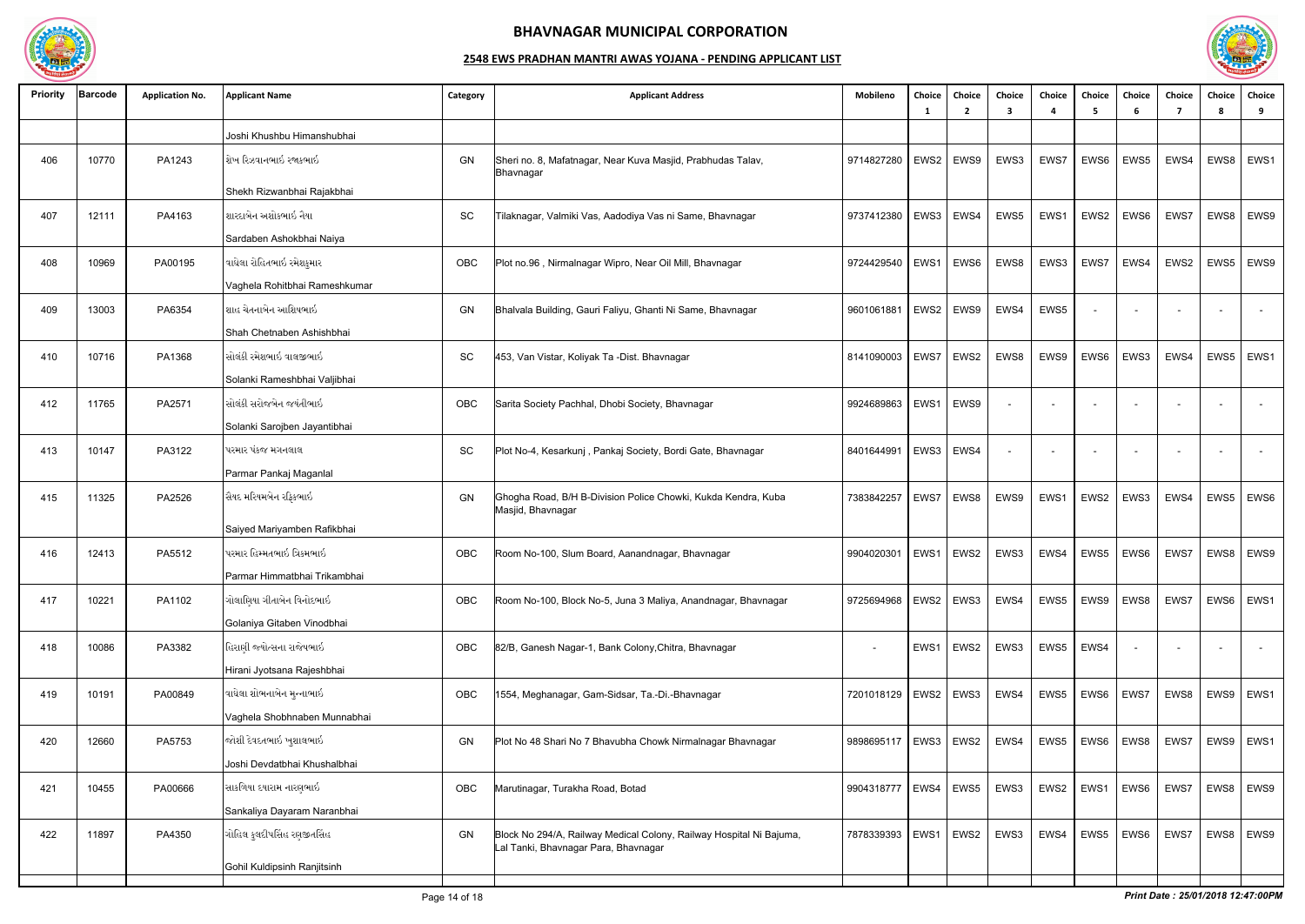# BHAVNAGAR MUNICIPAL CORPORATION

## 2548 EWS PRADHAN MANTRI AWAS YOJANA - PENDING APPLICANT LIST

| Priority | Barcode | Application No. | Applicant Name | Category | Applicant Address | Mobileno | Choice 1 | Choice 2 | Choice 3 | Choice 4 | Choice 5 | Choice 6 | Choice 7 | Choice 8 | Choice 9 |
|---|---|---|---|---|---|---|---|---|---|---|---|---|---|---|---|
| | | | Joshi Khushbu Himanshubhai | | | | | | | | | | | | |
| 406 | 10770 | PA1243 | શેખ રિઝવાનભાઈ રજાકભાઈ<br>Shekh Rizwanbhai Rajakbhai | GN | Sheri no. 8, Mafatnagar, Near Kuva Masjid, Prabhudas Talav, Bhavnagar | 9714827280 | EWS2 | EWS9 | EWS3 | EWS7 | EWS6 | EWS5 | EWS4 | EWS8 | EWS1 |
| 407 | 12111 | PA4163 | શારદાબેન અશોકભાઈ નૈયા<br>Sardaben Ashokbhai Naiya | SC | Tilaknagar, Valmiki Vas, Aadodiya Vas ni Same, Bhavnagar | 9737412380 | EWS3 | EWS4 | EWS5 | EWS1 | EWS2 | EWS6 | EWS7 | EWS8 | EWS9 |
| 408 | 10969 | PA00195 | વાઘેલા રોહિતભાઈ રમેશકુમાર<br>Vaghela Rohitbhai Rameshkumar | OBC | Plot no.96 , Nirmalnagar Wipro, Near Oil Mill, Bhavnagar | 9724429540 | EWS1 | EWS6 | EWS8 | EWS3 | EWS7 | EWS4 | EWS2 | EWS5 | EWS9 |
| 409 | 13003 | PA6354 | શાહ ચેતનાબેન આશિષભાઈ<br>Shah Chetnaben Ashishbhai | GN | Bhalvala Building, Gauri Faliyu, Ghanti Ni Same, Bhavnagar | 9601061881 | EWS2 | EWS9 | EWS4 | EWS5 | - | - | - | - | - |
| 410 | 10716 | PA1368 | સોલંકી રમેશભાઈ વાલજીભાઈ<br>Solanki Rameshbhai Valjibhai | SC | 453, Van Vistar, Koliyak Ta -Dist. Bhavnagar | 8141090003 | EWS7 | EWS2 | EWS8 | EWS9 | EWS6 | EWS3 | EWS4 | EWS5 | EWS1 |
| 412 | 11765 | PA2571 | સોલંકી સરોજબેન જયંતીભાઈ<br>Solanki Sarojben Jayantibhai | OBC | Sarita Society Pachhal, Dhobi Society, Bhavnagar | 9924689863 | EWS1 | EWS9 | - | - | - | - | - | - | - |
| 413 | 10147 | PA3122 | પરમાર પંકજ મગનલાલ<br>Parmar Pankaj Maganlal | SC | Plot No-4, Kesarkunj , Pankaj Society, Bordi Gate, Bhavnagar | 8401644991 | EWS3 | EWS4 | - | - | - | - | - | - | - |
| 415 | 11325 | PA2526 | સૈયદ મરિયમબેન રફિકભાઈ<br>Saiyed Mariyamben Rafikbhai | GN | Ghogha Road, B/H B-Division Police Chowki, Kukda Kendra, Kuba Masjid, Bhavnagar | 7383842257 | EWS7 | EWS8 | EWS9 | EWS1 | EWS2 | EWS3 | EWS4 | EWS5 | EWS6 |
| 416 | 12413 | PA5512 | પરમાર હિમ્મતભાઈ ત્રિકમભાઈ<br>Parmar Himmatbhai Trikambhai | OBC | Room No-100, Slum Board, Aanandnagar, Bhavnagar | 9904020301 | EWS1 | EWS2 | EWS3 | EWS4 | EWS5 | EWS6 | EWS7 | EWS8 | EWS9 |
| 417 | 10221 | PA1102 | ગોલાણિયા ગીતાબેન વિનોદભાઈ<br>Golaniya Gitaben Vinodbhai | OBC | Room No-100, Block No-5, Juna 3 Maliya, Anandnagar, Bhavnagar | 9725694968 | EWS2 | EWS3 | EWS4 | EWS5 | EWS9 | EWS8 | EWS7 | EWS6 | EWS1 |
| 418 | 10086 | PA3382 | હિરાણી જ્યોત્સના રાજેશભાઈ<br>Hirani Jyotsana Rajeshbhai | OBC | 82/B, Ganesh Nagar-1, Bank Colony,Chitra, Bhavnagar | - | EWS1 | EWS2 | EWS3 | EWS5 | EWS4 | - | - | - | - |
| 419 | 10191 | PA00849 | વાઘેલા શોભનાબેન મુન્નાભાઈ<br>Vaghela Shobhnaben Munnabhai | OBC | 1554, Meghanagar, Gam-Sidsar, Ta.-Di.-Bhavnagar | 7201018129 | EWS2 | EWS3 | EWS4 | EWS5 | EWS6 | EWS7 | EWS8 | EWS9 | EWS1 |
| 420 | 12660 | PA5753 | જોશી દેવદતભાઈ ખુશાલભાઈ<br>Joshi Devdatbhai Khushalbhai | GN | Plot No 48 Shari No 7 Bhavubha Chowk Nirmalnagar Bhavnagar | 9898695117 | EWS3 | EWS2 | EWS4 | EWS5 | EWS6 | EWS8 | EWS7 | EWS9 | EWS1 |
| 421 | 10455 | PA00666 | સાકળિયા દયારામ નારણભાઈ<br>Sankaliya Dayaram Naranbhai | OBC | Marutinagar, Turakha Road, Botad | 9904318777 | EWS4 | EWS5 | EWS3 | EWS2 | EWS1 | EWS6 | EWS7 | EWS8 | EWS9 |
| 422 | 11897 | PA4350 | ગોહિલ કુલદીપસિંહ રણજીતસિંહ<br>Gohil Kuldipsinh Ranjitsinh | GN | Block No 294/A, Railway Medical Colony, Railway Hospital Ni Bajuma, Lal Tanki, Bhavnagar Para, Bhavnagar | 7878339393 | EWS1 | EWS2 | EWS3 | EWS4 | EWS5 | EWS6 | EWS7 | EWS8 | EWS9 |

*Print Date : 25/01/2018 12:47:00PM*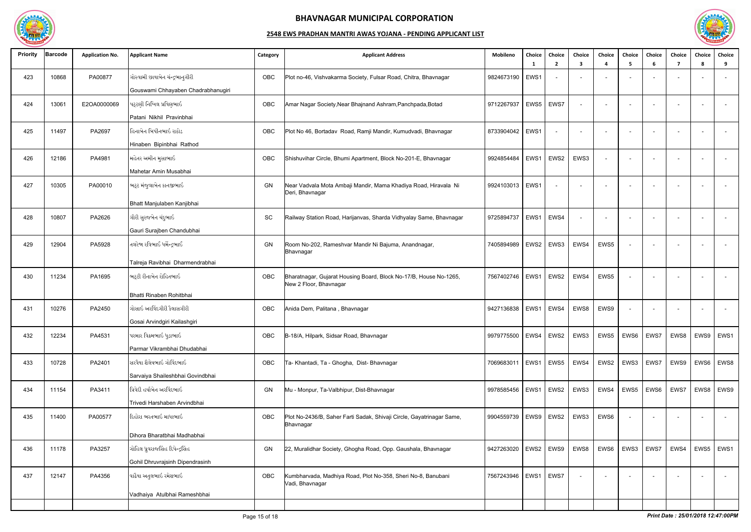# BHAVNAGAR MUNICIPAL CORPORATION

## 2548 EWS PRADHAN MANTRI AWAS YOJANA - PENDING APPLICANT LIST

| Priority | Barcode | Application No. | Applicant Name | Category | Applicant Address | Mobileno | Choice 1 | Choice 2 | Choice 3 | Choice 4 | Choice 5 | Choice 6 | Choice 7 | Choice 8 | Choice 9 |
|---|---|---|---|---|---|---|---|---|---|---|---|---|---|---|---|
| 423 | 10868 | PA00877 | ગોસ્વામી છાયાબેન ચંન્દ્રભાનુગીરી Gouswami Chhayaben Chadrabhanugiri | OBC | Plot no-46, Vishvakarma Society, Fulsar Road, Chitra, Bhavnagar | 9824673190 | EWS1 | - | - | - | - | - | - | - | - |
| 424 | 13061 | E2OA0000069 | પટ્ટણી નિખિલ પ્રવિણભાઇ Patani Nikhil Pravinbhai | OBC | Amar Nagar Society,Near Bhajnand Ashram,Panchpada,Botad | 9712267937 | EWS5 | EWS7 | - | - | - | - | - | - | - |
| 425 | 11497 | PA2697 | હિનાબેન બિપીનભાઇ રાઠોડ Hinaben Bipinbhai Rathod | OBC | Plot No 46, Bortadav Road, Ramji Mandir, Kumudvadi, Bhavnagar | 8733904042 | EWS1 | - | - | - | - | - | - | - | - |
| 426 | 12186 | PA4981 | મહેતર અમીન મુસાભાઇ Mahetar Amin Musabhai | OBC | Shishuvihar Circle, Bhumi Apartment, Block No-201-E, Bhavnagar | 9924854484 | EWS1 | EWS2 | EWS3 | - | - | - | - | - | - |
| 427 | 10305 | PA00010 | ભટ્ટ મંજુલાબેન કાનજીભાઇ Bhatt Manjulaben Kanjibhai | GN | Near Vadvala Mota Ambaji Mandir, Mama Khadiya Road, Hiravala Ni Deri, Bhavnagar | 9924103013 | EWS1 | - | - | - | - | - | - | - | - |
| 428 | 10807 | PA2626 | ગૌરી સુરજબેન ચંદુભાઇ Gauri Surajben Chandubhai | SC | Railway Station Road, Harijanvas, Sharda Vidhyalay Same, Bhavnagar | 9725894737 | EWS1 | EWS4 | - | - | - | - | - | - | - |
| 429 | 12904 | PA5928 | તલરેજા રવિભાઇ ધર્મેન્દ્રભાઇ Talreja Ravibhai Dharmendrabhai | GN | Room No-202, Rameshvar Mandir Ni Bajuma, Anandnagar, Bhavnagar | 7405894989 | EWS2 | EWS3 | EWS4 | EWS5 | - | - | - | - | - |
| 430 | 11234 | PA1695 | ભટ્ટી રીનાબેન રોહિતભાઇ Bhatti Rinaben Rohitbhai | OBC | Bharatnagar, Gujarat Housing Board, Block No-17/B, House No-1265, New 2 Floor, Bhavnagar | 7567402746 | EWS1 | EWS2 | EWS4 | EWS5 | - | - | - | - | - |
| 431 | 10276 | PA2450 | ગોસાઇ અરવિંદગીરી કૈલાસગીરી Gosai Arvindgiri Kailashgiri | OBC | Anida Dem, Palitana , Bhavnagar | 9427136838 | EWS1 | EWS4 | EWS8 | EWS9 | - | - | - | - | - |
| 432 | 12234 | PA4531 | પરમાર વિક્રમભાઇ ધુડાભાઇ Parmar Vikrambhai Dhudabhai | OBC | B-18/A, Hilpark, Sidsar Road, Bhavnagar | 9979775500 | EWS4 | EWS2 | EWS3 | EWS5 | EWS6 | EWS7 | EWS8 | EWS9 | EWS1 |
| 433 | 10728 | PA2401 | સરવૈયા શૈલેષભાઇ ગોવિંદભાઇ Sarvaiya Shaileshbhai Govindbhai | OBC | Ta- Khantadi, Ta - Ghogha, Dist- Bhavnagar | 7069683011 | EWS1 | EWS5 | EWS4 | EWS2 | EWS3 | EWS7 | EWS9 | EWS6 | EWS8 |
| 434 | 11154 | PA3411 | ત્રિવેદી હર્ષાબેન અરવિંદભાઇ Trivedi Harshaben Arvindbhai | GN | Mu - Monpur, Ta-Valbhipur, Dist-Bhavnagar | 9978585456 | EWS1 | EWS2 | EWS3 | EWS4 | EWS5 | EWS6 | EWS7 | EWS8 | EWS9 |
| 435 | 11400 | PA00577 | દિહોરા ભરતભાઇ માધાભાઇ Dihora Bharatbhai Madhabhai | OBC | Plot No-2436/B, Saher Farti Sadak, Shivaji Circle, Gayatrinagar Same, Bhavnagar | 9904559739 | EWS9 | EWS2 | EWS3 | EWS6 | - | - | - | - | - |
| 436 | 11178 | PA3257 | ગોહિલ ધ્રુવરાજસિંહ દિપેન્દ્રસિંહ Gohil Dhruvrajsinh Dipendrasinh | GN | 22, Muralidhar Society, Ghogha Road, Opp. Gaushala, Bhavnagar | 9427263020 | EWS2 | EWS9 | EWS8 | EWS6 | EWS3 | EWS7 | EWS4 | EWS5 | EWS1 |
| 437 | 12147 | PA4356 | વઢેયા અતુલભાઇ રમેશભાઇ Vadhaiya Atulbhai Rameshbhai | OBC | Kumbharvada, Madhiya Road, Plot No-358, Sheri No-8, Banubani Vadi, Bhavnagar | 7567243946 | EWS1 | EWS7 | - | - | - | - | - | - | - |

*Print Date : 25/01/2018 12:47:00PM*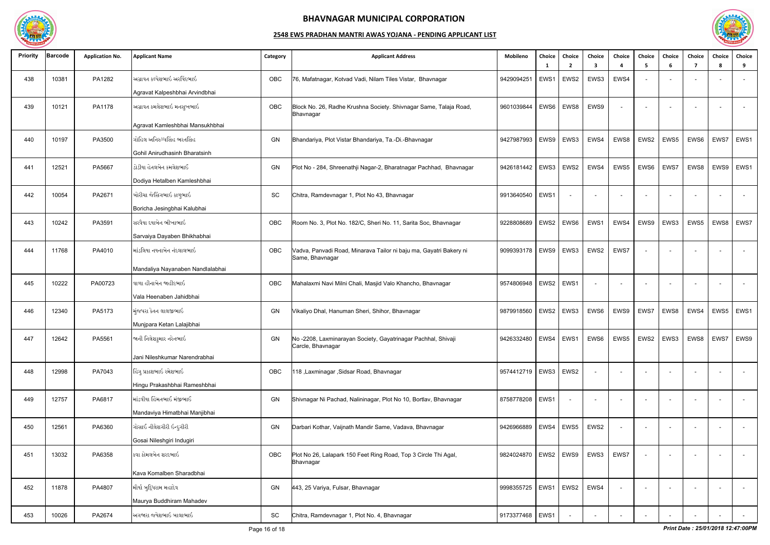# BHAVNAGAR MUNICIPAL CORPORATION

## 2548 EWS PRADHAN MANTRI AWAS YOJANA - PENDING APPLICANT LIST

| Priority | Barcode | Application No. | Applicant Name | Category | Applicant Address | Mobileno | Choice 1 | Choice 2 | Choice 3 | Choice 4 | Choice 5 | Choice 6 | Choice 7 | Choice 8 | Choice 9 |
|---|---|---|---|---|---|---|---|---|---|---|---|---|---|---|---|
| 438 | 10381 | PA1282 | અગ્રાવત કલ્પેશભાઈ અરવિંદભાઈ<br>Agravat Kalpeshbhai Arvindbhai | OBC | 76, Mafatnagar, Kotvad Vadi, Nilam Tiles Vistar, Bhavnagar | 9429094251 | EWS1 | EWS2 | EWS3 | EWS4 | - | - | - | - | - |
| 439 | 10121 | PA1178 | અગ્રાવત કમલેશભાઈ મનસુખભાઈ<br>Agravat Kamleshbhai Mansukhbhai | OBC | Block No. 26, Radhe Krushna Society. Shivnagar Same, Talaja Road, Bhavnagar | 9601039844 | EWS6 | EWS8 | EWS9 | - | - | - | - | - | - |
| 440 | 10197 | PA3500 | ગોહિલ અનિરુધ્ધસિંહ ભરતસિંહ<br>Gohil Anirudhasinh Bharatsinh | GN | Bhandariya, Plot Vistar Bhandariya, Ta.-Di.-Bhavnagar | 9427987993 | EWS9 | EWS3 | EWS4 | EWS8 | EWS2 | EWS5 | EWS6 | EWS7 | EWS1 |
| 441 | 12521 | PA5667 | ડોડીયા હેતલબેન કમલેશભાઈ<br>Dodiya Hetalben Kamleshbhai | GN | Plot No - 284, Shreenathji Nagar-2, Bharatnagar Pachhad, Bhavnagar | 9426181442 | EWS3 | EWS2 | EWS4 | EWS5 | EWS6 | EWS7 | EWS8 | EWS9 | EWS1 |
| 442 | 10054 | PA2671 | બોરીચા જેસિંગભાઈ કાળુભાઈ<br>Boricha Jesingbhai Kalubhai | SC | Chitra, Ramdevnagar 1, Plot No 43, Bhavnagar | 9913640540 | EWS1 | - | - | - | - | - | - | - | - |
| 443 | 10242 | PA3591 | સરવૈયા દયાબેન ભીખાભાઈ<br>Sarvaiya Dayaben Bhikhabhai | OBC | Room No. 3, Plot No. 182/C, Sheri No. 11, Sarita Soc, Bhavnagar | 9228808689 | EWS2 | EWS6 | EWS1 | EWS4 | EWS9 | EWS3 | EWS5 | EWS8 | EWS7 |
| 444 | 11768 | PA4010 | માંડલિયા નયનાબેન નંદલાલભાઈ<br>Mandaliya Nayanaben Nandlalabhai | OBC | Vadva, Panvadi Road, Minarava Tailor ni baju ma, Gayatri Bakery ni Same, Bhavnagar | 9099393178 | EWS9 | EWS3 | EWS2 | EWS7 | - | - | - | - | - |
| 445 | 10222 | PA00723 | વાળા હીનાબેન જાહીદભાઈ<br>Vala Heenaben Jahidbhai | OBC | Mahalaxmi Navi Milni Chali, Masjid Valo Khancho, Bhavnagar | 9574806948 | EWS2 | EWS1 | - | - | - | - | - | - | - |
| 446 | 12340 | PA5173 | મુંજપરા કેતન લાલજીભાઈ<br>Munjpara Ketan Lalajibhai | GN | Vikaliyo Dhal, Hanuman Sheri, Shihor, Bhavnagar | 9879918560 | EWS2 | EWS3 | EWS6 | EWS9 | EWS7 | EWS8 | EWS4 | EWS5 | EWS1 |
| 447 | 12642 | PA5561 | જાની નિલેશકુમાર નરેન્દ્રભાઈ<br>Jani Nileshkumar Narendrabhai | GN | No -2208, Laxminarayan Society, Gayatrinagar Pachhal, Shivaji Carcle, Bhavnagar | 9426332480 | EWS4 | EWS1 | EWS6 | EWS5 | EWS2 | EWS3 | EWS8 | EWS7 | EWS9 |
| 448 | 12998 | PA7043 | હિંગુ પ્રકાશભાઈ રમેશભાઈ<br>Hingu Prakashbhai Rameshbhai | OBC | 118 ,Laxminagar ,Sidsar Road, Bhavnagar | 9574412719 | EWS3 | EWS2 | - | - | - | - | - | - | - |
| 449 | 12757 | PA6817 | માંડવીયા હિંમતભાઈ મંજીભાઈ<br>Mandaviya Himatbhai Manjibhai | GN | Shivnagar Ni Pachad, Nalininagar, Plot No 10, Bortlav, Bhavnagar | 8758778208 | EWS1 | - | - | - | - | - | - | - | - |
| 450 | 12561 | PA6360 | ગોસાઈ નીલેશગીરી ઇન્દુગીરી<br>Gosai Nileshgiri Indugiri | GN | Darbari Kothar, Vaijnath Mandir Same, Vadava, Bhavnagar | 9426966889 | EWS4 | EWS5 | EWS2 | - | - | - | - | - | - |
| 451 | 13032 | PA6358 | કવા કોમલબેન શરદભાઈ<br>Kava Komalben Sharadbhai | OBC | Plot No 26, Lalapark 150 Feet Ring Road, Top 3 Circle Thi Agal, Bhavnagar | 9824024870 | EWS2 | EWS9 | EWS3 | EWS7 | - | - | - | - | - |
| 452 | 11878 | PA4807 | મૌર્યા બુદ્ધિરામ મહાદેવ<br>Maurya Buddhiram Mahadev | GN | 443, 25 Variya, Fulsar, Bhavnagar | 9998355725 | EWS1 | EWS2 | EWS4 | - | - | - | - | - | - |
| 453 | 10026 | PA2674 | અગજારા જયેશભાઈ બાલાભાઈ | SC | Chitra, Ramdevnagar 1, Plot No. 4, Bhavnagar | 9173377468 | EWS1 | - | - | - | - | - | - | - | - |

*Print Date : 25/01/2018 12:47:00PM*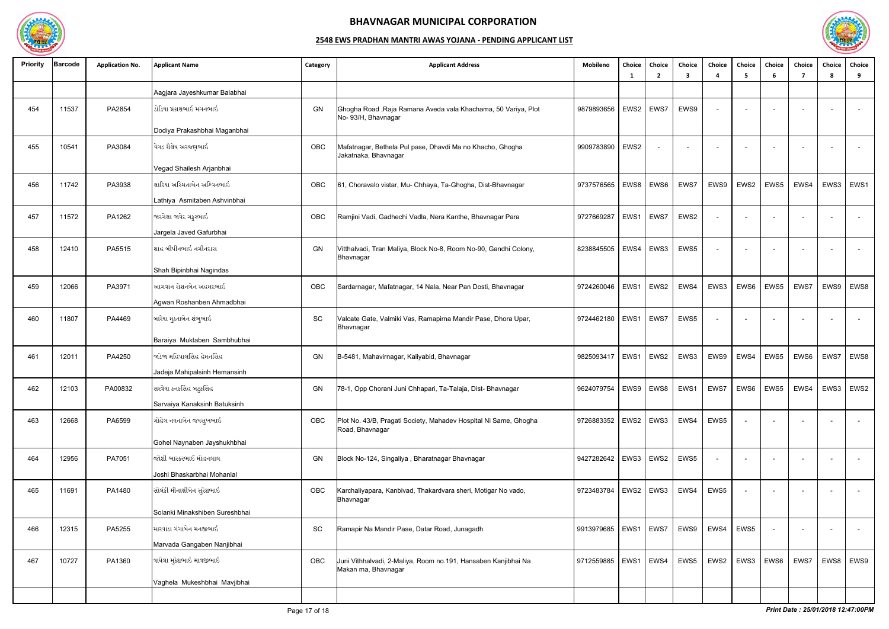# BHAVNAGAR MUNICIPAL CORPORATION

## 2548 EWS PRADHAN MANTRI AWAS YOJANA - PENDING APPLICANT LIST

| Priority | Barcode | Application No. | Applicant Name | Category | Applicant Address | Mobileno | Choice 1 | Choice 2 | Choice 3 | Choice 4 | Choice 5 | Choice 6 | Choice 7 | Choice 8 | Choice 9 |
|---|---|---|---|---|---|---|---|---|---|---|---|---|---|---|---|
| | | | Aagjara Jayeshkumar Balabhai | | | | | | | | | | | | |
| 454 | 11537 | PA2854 | ડોડિયા પ્રકાશભાઈ મગનભાઈ<br>Dodiya Prakashbhai Maganbhai | GN | Ghogha Road ,Raja Ramana Aveda vala Khachama, 50 Variya, Plot No- 93/H, Bhavnagar | 9879893656 | EWS2 | EWS7 | EWS9 | - | - | - | - | - | - |
| 455 | 10541 | PA3084 | વેગડ શૈલેષ અરજણભાઈ<br>Vegad Shailesh Arjanbhai | OBC | Mafatnagar, Bethela Pul pase, Dhavdi Ma no Khacho, Ghogha Jakatnaka, Bhavnagar | 9909783890 | EWS2 | - | - | - | - | - | - | - | - |
| 456 | 11742 | PA3938 | લાઠિયા અસ્મિતાબેન અશ્વિનભાઈ<br>Lathiya Asmitaben Ashvinbhai | OBC | 61, Choravalo vistar, Mu- Chhaya, Ta-Ghogha, Dist-Bhavnagar | 9737576565 | EWS8 | EWS6 | EWS7 | EWS9 | EWS2 | EWS5 | EWS4 | EWS3 | EWS1 |
| 457 | 11572 | PA1262 | જારગેલા જાવેદ ગફુરભાઈ<br>Jargela Javed Gafurbhai | OBC | Ramjini Vadi, Gadhechi Vadla, Nera Kanthe, Bhavnagar Para | 9727669287 | EWS1 | EWS7 | EWS2 | - | - | - | - | - | - |
| 458 | 12410 | PA5515 | શાહ બીપીનભાઈ નગીનદાસ<br>Shah Bipinbhai Nagindas | GN | Vitthalvadi, Tran Maliya, Block No-8, Room No-90, Gandhi Colony, Bhavnagar | 8238845505 | EWS4 | EWS3 | EWS5 | - | - | - | - | - | - |
| 459 | 12066 | PA3971 | આગવાન રોશનબેન અહમદભાઈ<br>Agwan Roshanben Ahmadbhai | OBC | Sardarnagar, Mafatnagar, 14 Nala, Near Pan Dosti, Bhavnagar | 9724260046 | EWS1 | EWS2 | EWS4 | EWS3 | EWS6 | EWS5 | EWS7 | EWS9 | EWS8 |
| 460 | 11807 | PA4469 | બારૈયા મુક્તાબેન શંભુભાઈ<br>Baraiya Muktaben Sambhubhai | SC | Valcate Gate, Valmiki Vas, Ramapirna Mandir Pase, Dhora Upar, Bhavnagar | 9724462180 | EWS1 | EWS7 | EWS5 | - | - | - | - | - | - |
| 461 | 12011 | PA4250 | જાડેજા મહિપાલસિંહ હેમનસિંહ<br>Jadeja Mahipalsinh Hemansinh | GN | B-5481, Mahavirnagar, Kaliyabid, Bhavnagar | 9825093417 | EWS1 | EWS2 | EWS3 | EWS9 | EWS4 | EWS5 | EWS6 | EWS7 | EWS8 |
| 462 | 12103 | PA00832 | સરવૈયા કનકસિંહ બટુકસિંહ<br>Sarvaiya Kanaksinh Batuksinh | GN | 78-1, Opp Chorani Juni Chhapari, Ta-Talaja, Dist- Bhavnagar | 9624079754 | EWS9 | EWS8 | EWS1 | EWS7 | EWS6 | EWS5 | EWS4 | EWS3 | EWS2 |
| 463 | 12668 | PA6599 | ગોહેલ નયનાબેન જયસુખભાઈ<br>Gohel Naynaben Jayshukhbhai | OBC | Plot No. 43/B, Pragati Society, Mahadev Hospital Ni Same, Ghogha Road, Bhavnagar | 9726883352 | EWS2 | EWS3 | EWS4 | EWS5 | - | - | - | - | - |
| 464 | 12956 | PA7051 | જોશી ભાસ્કરભાઈ મોહનલાલ<br>Joshi Bhaskarbhai Mohanlal | GN | Block No-124, Singaliya , Bharatnagar Bhavnagar | 9427282642 | EWS3 | EWS2 | EWS5 | - | - | - | - | - | - |
| 465 | 11691 | PA1480 | સોલંકી મીનાક્ષીબેન સુરેશભાઈ<br>Solanki Minakshiben Sureshbhai | OBC | Karchaliyapara, Kanbivad, Thakardvara sheri, Motigar No vado, Bhavnagar | 9723483784 | EWS2 | EWS3 | EWS4 | EWS5 | - | - | - | - | - |
| 466 | 12315 | PA5255 | મારવાડા ગંગાબેન નનજીભાઈ<br>Marvada Gangaben Nanjibhai | SC | Ramapir Na Mandir Pase, Datar Road, Junagadh | 9913979685 | EWS1 | EWS7 | EWS9 | EWS4 | EWS5 | - | - | - | - |
| 467 | 10727 | PA1360 | વાઘેલા મુકેશભાઈ માવજીભાઈ<br>Vaghela Mukeshbhai Mavjibhai | OBC | Juni Vithhalvadi, 2-Maliya, Room no.191, Hansaben Kanjibhai Na Makan ma, Bhavnagar | 9712559885 | EWS1 | EWS4 | EWS5 | EWS2 | EWS3 | EWS6 | EWS7 | EWS8 | EWS9 |

*Print Date : 25/01/2018 12:47:00PM*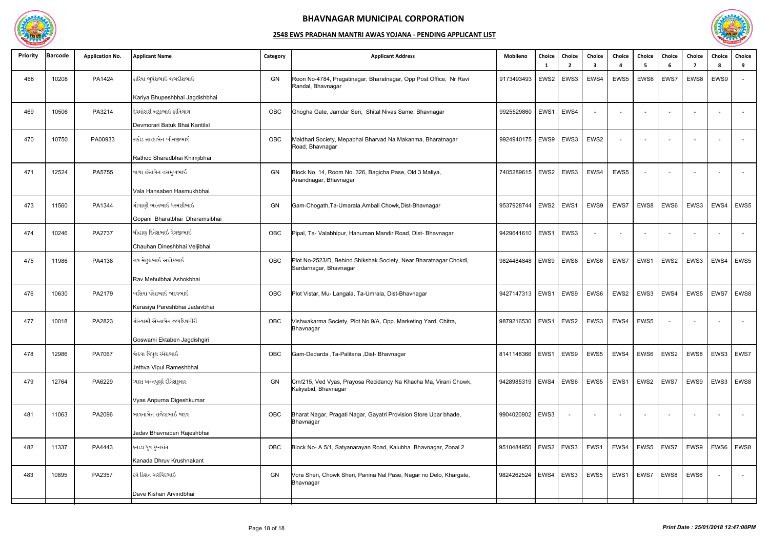# BHAVNAGAR MUNICIPAL CORPORATION

## 2548 EWS PRADHAN MANTRI AWAS YOJANA - PENDING APPLICANT LIST

| Priority | Barcode | Application No. | Applicant Name | Category | Applicant Address | Mobileno | Choice 1 | Choice 2 | Choice 3 | Choice 4 | Choice 5 | Choice 6 | Choice 7 | Choice 8 | Choice 9 |
|---|---|---|---|---|---|---|---|---|---|---|---|---|---|---|---|
| 468 | 10208 | PA1424 | કારિયા ભુપેશભાઈ જગદીશભાઈ<br>Kariya Bhupeshbhai Jagdishbhai | GN | Roon No-4784, Pragatinagar, Bharatnagar, Opp Post Office, Nr Ravi Randal, Bhavnagar | 9173493493 | EWS2 | EWS3 | EWS4 | EWS5 | EWS6 | EWS7 | EWS8 | EWS9 | - |
| 469 | 10506 | PA3214 | દેવમોરારી બટુકભાઈ કાંતિલાલ<br>Devmorari Batuk Bhai Kantilal | OBC | Ghogha Gate, Jamdar Seri, Shital Nivas Same, Bhavnagar | 9925529860 | EWS1 | EWS4 | - | - | - | - | - | - | - |
| 470 | 10750 | PA00933 | રાઠોડ સારદાબેન ખીમજીભાઈ<br>Rathod Sharadbhai Khimjibhai | OBC | Maldhari Society, Mepabhai Bharvad Na Makanma, Bharatnagar Road, Bhavnagar | 9924940175 | EWS9 | EWS3 | EWS2 | - | - | - | - | - | - |
| 471 | 12524 | PA5755 | વાળા હંસાબેન હસમુખભાઈ<br>Vala Hansaben Hasmukhbhai | GN | Block No. 14, Room No. 326, Bagicha Pase, Old 3 Maliya, Anandnagar, Bhavnagar | 7405289615 | EWS2 | EWS3 | EWS4 | EWS5 | - | - | - | - | - |
| 473 | 11560 | PA1344 | ગોપાણી ભરતભાઈ ધરમશીભાઈ<br>Gopani Bharatbhai Dharamsibhai | GN | Gam-Chogath,Ta-Umarala,Ambali Chowk,Dist-Bhavnagar | 9537928744 | EWS2 | EWS1 | EWS9 | EWS7 | EWS8 | EWS6 | EWS3 | EWS4 | EWS5 |
| 474 | 10246 | PA2737 | ચૌહાણ દિનેશભાઈ વેલજીભાઈ<br>Chauhan Dineshbhai Veljibhai | OBC | Pipal, Ta- Valabhipur, Hanuman Mandir Road, Dist- Bhavnagar | 9429641610 | EWS1 | EWS3 | - | - | - | - | - | - | - |
| 475 | 11986 | PA4138 | રાવ મેહુલભાઈ અશોકભાઈ<br>Rav Mehulbhai Ashokbhai | OBC | Plot No-2523/D, Behind Shikshak Society, Near Bharatnagar Chokdi, Sardarnagar, Bhavnagar | 9824484848 | EWS9 | EWS8 | EWS6 | EWS7 | EWS1 | EWS2 | EWS3 | EWS4 | EWS5 |
| 476 | 10630 | PA2179 | ખસિયા પરેશભાઈ જાદવભાઈ<br>Kerasiya Pareshbhai Jadavbhai | OBC | Plot Vistar, Mu- Langala, Ta-Umrala, Dist-Bhavnagar | 9427147313 | EWS1 | EWS9 | EWS6 | EWS2 | EWS3 | EWS4 | EWS5 | EWS7 | EWS8 |
| 477 | 10018 | PA2823 | ગોસ્વામી એકતાબેન જગદિશગીરી<br>Goswami Ektaben Jagdishgiri | OBC | Vishwakarma Society, Plot No 9/A, Opp. Marketing Yard, Chitra, Bhavnagar | 9879216530 | EWS1 | EWS2 | EWS3 | EWS4 | EWS5 | - | - | - | - |
| 478 | 12986 | PA7067 | જેઠવા વિપુલ રમેશભાઈ<br>Jethva Vipul Rameshbhai | OBC | Gam-Dedarda ,Ta-Palitana ,Dist- Bhavnagar | 8141148366 | EWS1 | EWS9 | EWS5 | EWS4 | EWS6 | EWS2 | EWS8 | EWS3 | EWS7 |
| 479 | 12764 | PA6229 | વ્યાસ અન્નપૂર્ણા દીગેશકુમાર<br>Vyas Anpurna Digeshkumar | GN | Cm/215, Ved Vyas, Prayosa Recidancy Na Khacha Ma, Virani Chowk, Kaliyabid, Bhavnagar | 9428985319 | EWS4 | EWS6 | EWS5 | EWS1 | EWS2 | EWS7 | EWS9 | EWS3 | EWS8 |
| 481 | 11063 | PA2096 | ભાવનાબેન રાજેશભાઈ જાદવ<br>Jadav Bhavnaben Rajeshbhai | OBC | Bharat Nagar, Pragati Nagar, Gayatri Provision Store Upar bhade, Bhavnagar | 9904020902 | EWS3 | - | - | - | - | - | - | - | - |
| 482 | 11337 | PA4443 | કનાડા ધ્રુવ કૃષ્ણકાંત<br>Kanada Dhruv Krushnakant | OBC | Block No- A 5/1, Satyanarayan Road, Kalubha ,Bhavnagar, Zonal 2 | 9510484950 | EWS2 | EWS3 | EWS1 | EWS4 | EWS5 | EWS7 | EWS9 | EWS6 | EWS8 |
| 483 | 10895 | PA2357 | દવે કિશન અરવિંદભાઈ<br>Dave Kishan Arvindbhai | GN | Vora Sheri, Chowk Sheri, Panina Nal Pase, Nagar no Delo, Khargate, Bhavnagar | 9824262524 | EWS4 | EWS3 | EWS5 | EWS1 | EWS7 | EWS8 | EWS6 | - | - |

*Print Date : 25/01/2018 12:47:00PM*